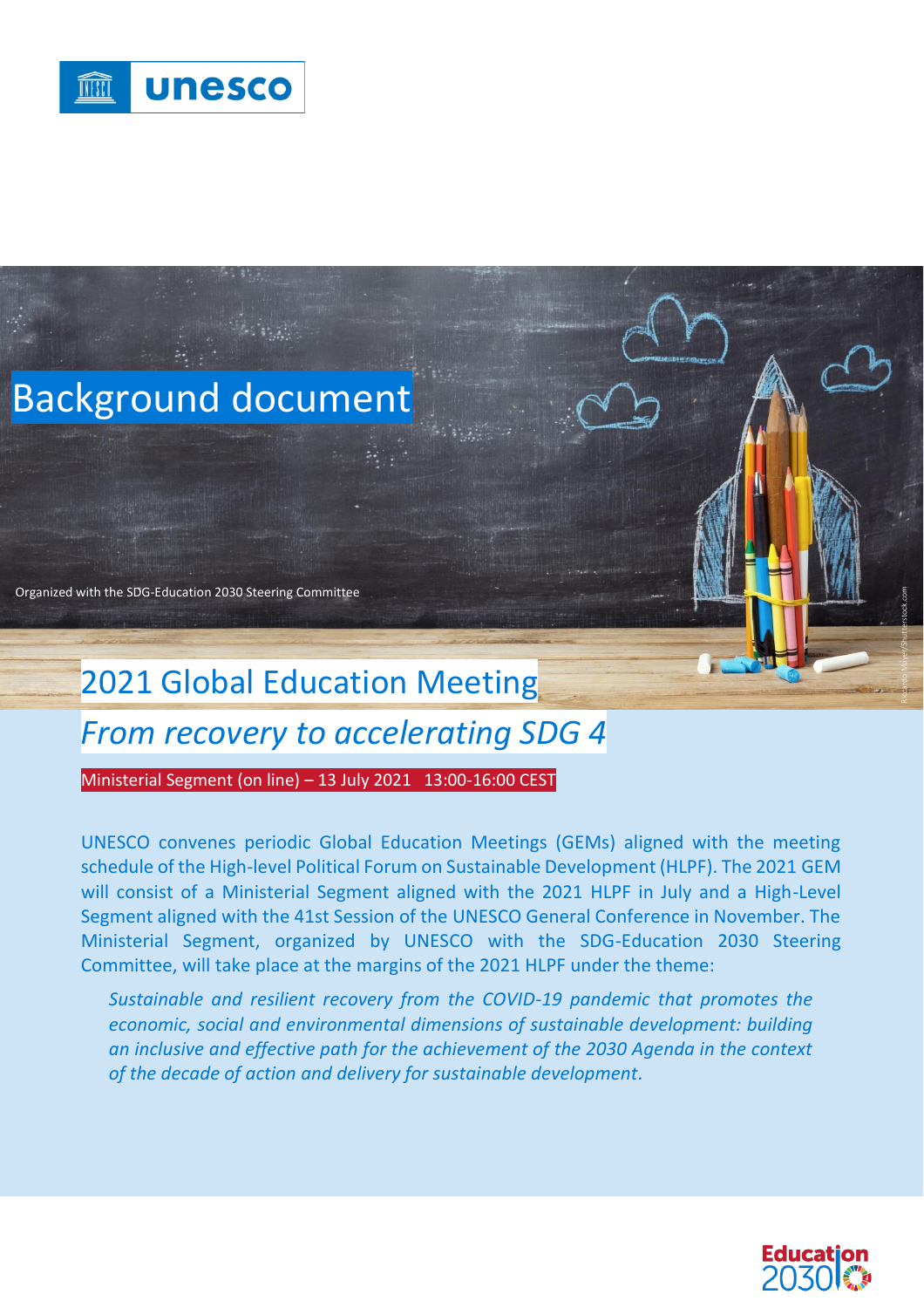unesco

# Background document

Organized with the SDG-Education 2030 Steering Committee

## 2021 Global Education Meeting

## *From recovery to accelerating SDG 4*

Ministerial Segment (on line) – 13 July 2021 13:00-16:00 CEST

UNESCO convenes periodic Global Education Meetings (GEMs) aligned with the meeting schedule of the High-level Political Forum on Sustainable Development (HLPF). The 2021 GEM will consist of a Ministerial Segment aligned with the 2021 HLPF in July and a High-Level Segment aligned with the 41st Session of the UNESCO General Conference in November. The Ministerial Segment, organized by UNESCO with the SDG-Education 2030 Steering Committee, will take place at the margins of the 2021 HLPF under the theme:

> *Sustainable and resilient recovery from the COVID-19 pandemic that promotes the economic, social and environmental dimensions of sustainable development: building an inclusive and effective path for the achievement of the 2030 Agenda in the context of the decade of action and delivery for sustainable development.*

Education 2030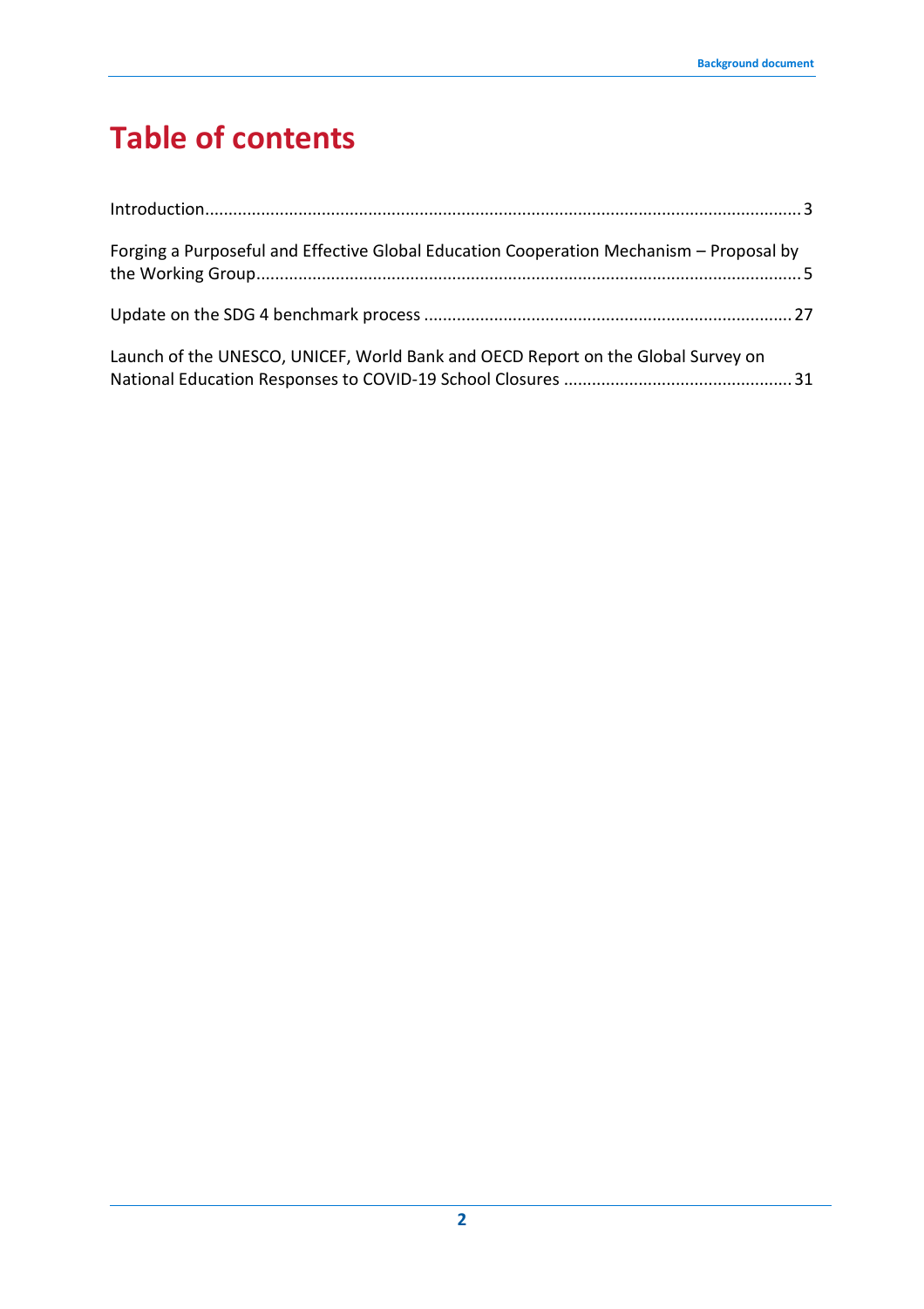# Table of contents

Introduction............................................................................................................................3

Forging a Purposeful and Effective Global Education Cooperation Mechanism – Proposal by the Working Group....................................................................................................................5

Update on the SDG 4 benchmark process ..............................................................................27

Launch of the UNESCO, UNICEF, World Bank and OECD Report on the Global Survey on National Education Responses to COVID-19 School Closures ................................................31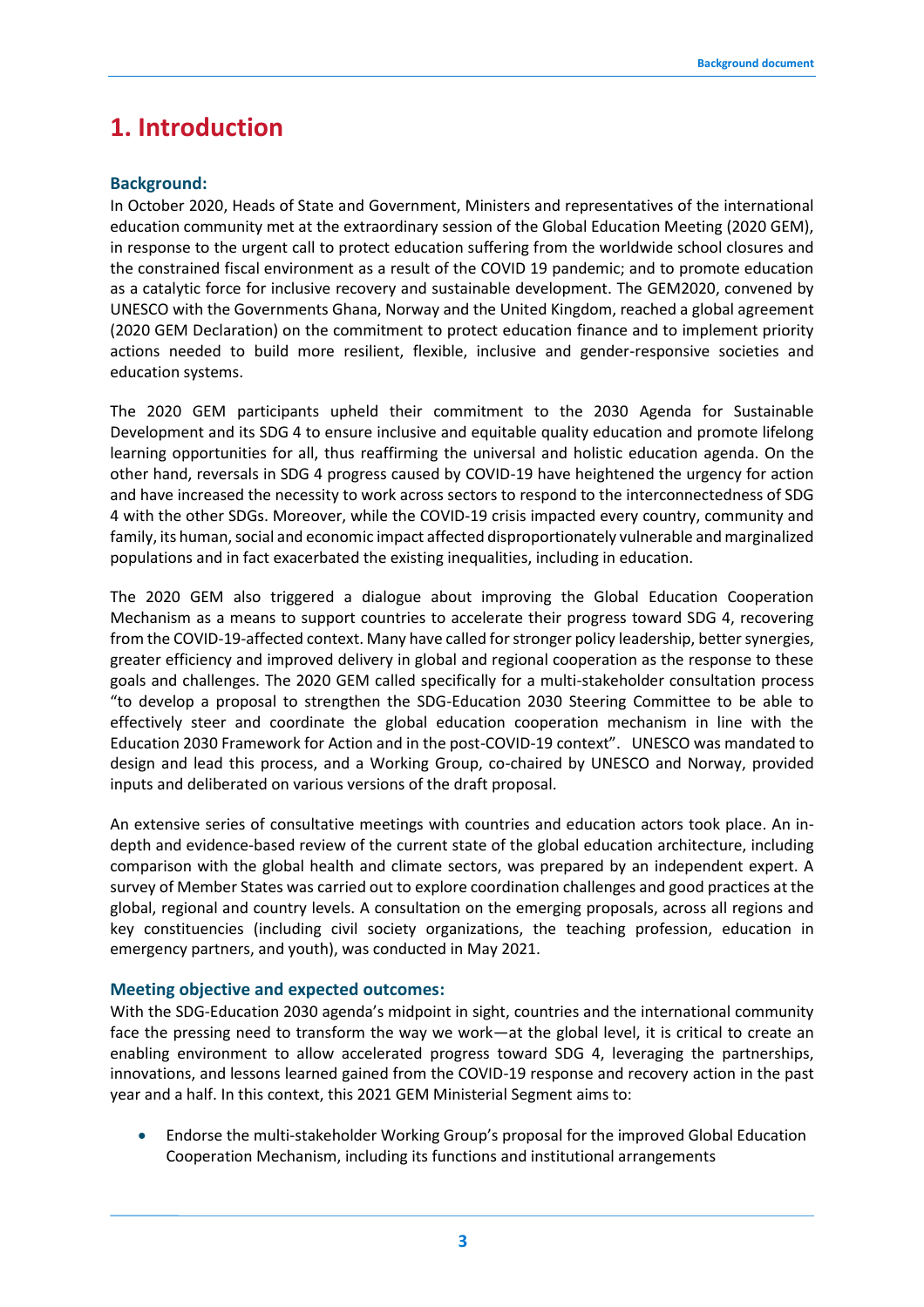# 1. Introduction

### Background:

In October 2020, Heads of State and Government, Ministers and representatives of the international education community met at the extraordinary session of the Global Education Meeting (2020 GEM), in response to the urgent call to protect education suffering from the worldwide school closures and the constrained fiscal environment as a result of the COVID 19 pandemic; and to promote education as a catalytic force for inclusive recovery and sustainable development. The GEM2020, convened by UNESCO with the Governments Ghana, Norway and the United Kingdom, reached a global agreement (2020 GEM Declaration) on the commitment to protect education finance and to implement priority actions needed to build more resilient, flexible, inclusive and gender-responsive societies and education systems.

The 2020 GEM participants upheld their commitment to the 2030 Agenda for Sustainable Development and its SDG 4 to ensure inclusive and equitable quality education and promote lifelong learning opportunities for all, thus reaffirming the universal and holistic education agenda. On the other hand, reversals in SDG 4 progress caused by COVID-19 have heightened the urgency for action and have increased the necessity to work across sectors to respond to the interconnectedness of SDG 4 with the other SDGs. Moreover, while the COVID-19 crisis impacted every country, community and family, its human, social and economic impact affected disproportionately vulnerable and marginalized populations and in fact exacerbated the existing inequalities, including in education.

The 2020 GEM also triggered a dialogue about improving the Global Education Cooperation Mechanism as a means to support countries to accelerate their progress toward SDG 4, recovering from the COVID-19-affected context. Many have called for stronger policy leadership, better synergies, greater efficiency and improved delivery in global and regional cooperation as the response to these goals and challenges. The 2020 GEM called specifically for a multi-stakeholder consultation process "to develop a proposal to strengthen the SDG-Education 2030 Steering Committee to be able to effectively steer and coordinate the global education cooperation mechanism in line with the Education 2030 Framework for Action and in the post-COVID-19 context". UNESCO was mandated to design and lead this process, and a Working Group, co-chaired by UNESCO and Norway, provided inputs and deliberated on various versions of the draft proposal.

An extensive series of consultative meetings with countries and education actors took place. An in-depth and evidence-based review of the current state of the global education architecture, including comparison with the global health and climate sectors, was prepared by an independent expert. A survey of Member States was carried out to explore coordination challenges and good practices at the global, regional and country levels. A consultation on the emerging proposals, across all regions and key constituencies (including civil society organizations, the teaching profession, education in emergency partners, and youth), was conducted in May 2021.

### Meeting objective and expected outcomes:

With the SDG-Education 2030 agenda's midpoint in sight, countries and the international community face the pressing need to transform the way we work—at the global level, it is critical to create an enabling environment to allow accelerated progress toward SDG 4, leveraging the partnerships, innovations, and lessons learned gained from the COVID-19 response and recovery action in the past year and a half. In this context, this 2021 GEM Ministerial Segment aims to:

- Endorse the multi-stakeholder Working Group's proposal for the improved Global Education Cooperation Mechanism, including its functions and institutional arrangements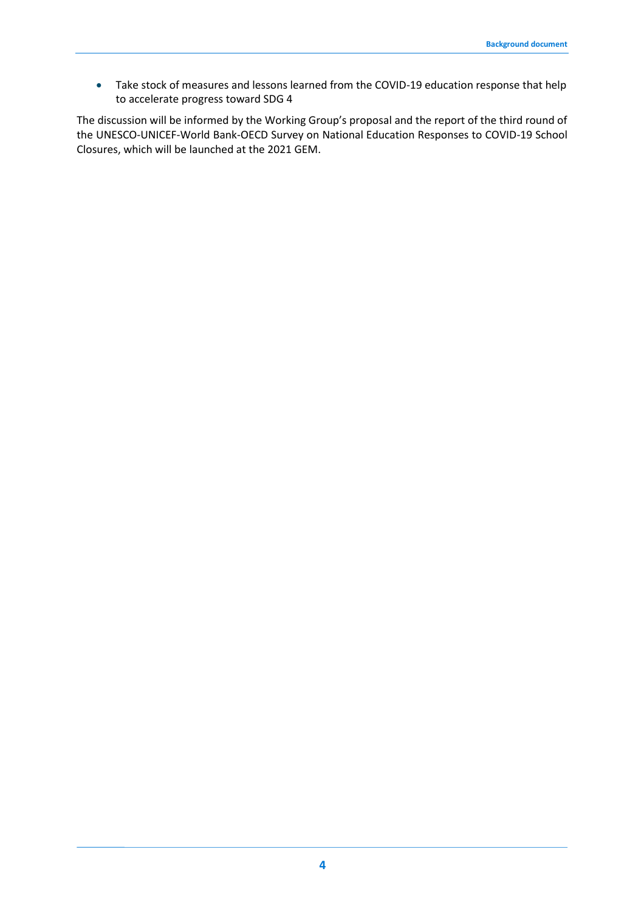- Take stock of measures and lessons learned from the COVID-19 education response that help to accelerate progress toward SDG 4

The discussion will be informed by the Working Group's proposal and the report of the third round of the UNESCO-UNICEF-World Bank-OECD Survey on National Education Responses to COVID-19 School Closures, which will be launched at the 2021 GEM.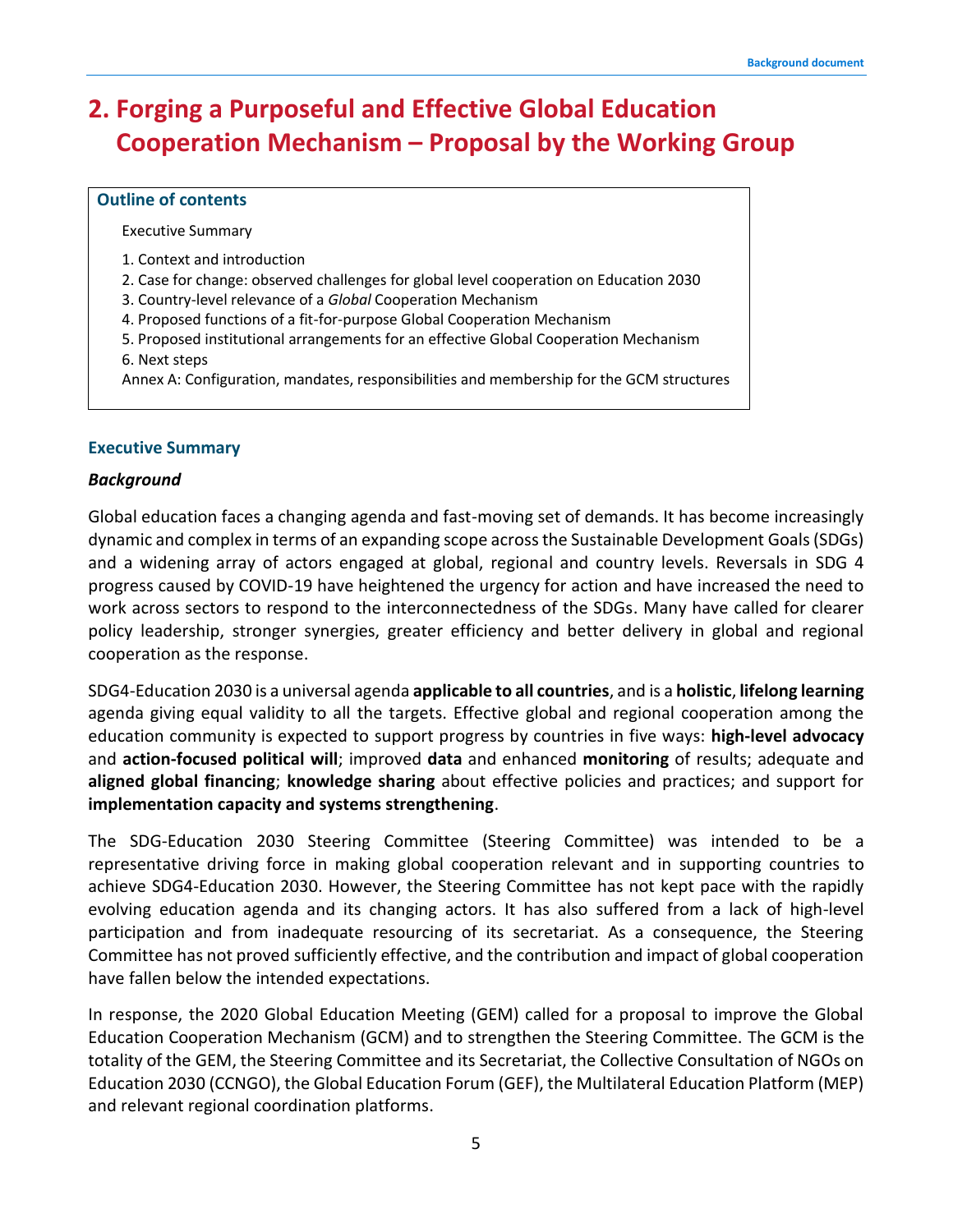# 2. Forging a Purposeful and Effective Global Education Cooperation Mechanism – Proposal by the Working Group

**Outline of contents**

Executive Summary

1. Context and introduction
2. Case for change: observed challenges for global level cooperation on Education 2030
3. Country-level relevance of a *Global* Cooperation Mechanism
4. Proposed functions of a fit-for-purpose Global Cooperation Mechanism
5. Proposed institutional arrangements for an effective Global Cooperation Mechanism
6. Next steps

Annex A: Configuration, mandates, responsibilities and membership for the GCM structures

## Executive Summary

### *Background*

Global education faces a changing agenda and fast-moving set of demands. It has become increasingly dynamic and complex in terms of an expanding scope across the Sustainable Development Goals (SDGs) and a widening array of actors engaged at global, regional and country levels. Reversals in SDG 4 progress caused by COVID-19 have heightened the urgency for action and have increased the need to work across sectors to respond to the interconnectedness of the SDGs. Many have called for clearer policy leadership, stronger synergies, greater efficiency and better delivery in global and regional cooperation as the response.

SDG4-Education 2030 is a universal agenda **applicable to all countries**, and is a **holistic**, **lifelong learning** agenda giving equal validity to all the targets. Effective global and regional cooperation among the education community is expected to support progress by countries in five ways: **high-level advocacy** and **action-focused political will**; improved **data** and enhanced **monitoring** of results; adequate and **aligned global financing**; **knowledge sharing** about effective policies and practices; and support for **implementation capacity and systems strengthening**.

The SDG-Education 2030 Steering Committee (Steering Committee) was intended to be a representative driving force in making global cooperation relevant and in supporting countries to achieve SDG4-Education 2030. However, the Steering Committee has not kept pace with the rapidly evolving education agenda and its changing actors. It has also suffered from a lack of high-level participation and from inadequate resourcing of its secretariat. As a consequence, the Steering Committee has not proved sufficiently effective, and the contribution and impact of global cooperation have fallen below the intended expectations.

In response, the 2020 Global Education Meeting (GEM) called for a proposal to improve the Global Education Cooperation Mechanism (GCM) and to strengthen the Steering Committee. The GCM is the totality of the GEM, the Steering Committee and its Secretariat, the Collective Consultation of NGOs on Education 2030 (CCNGO), the Global Education Forum (GEF), the Multilateral Education Platform (MEP) and relevant regional coordination platforms.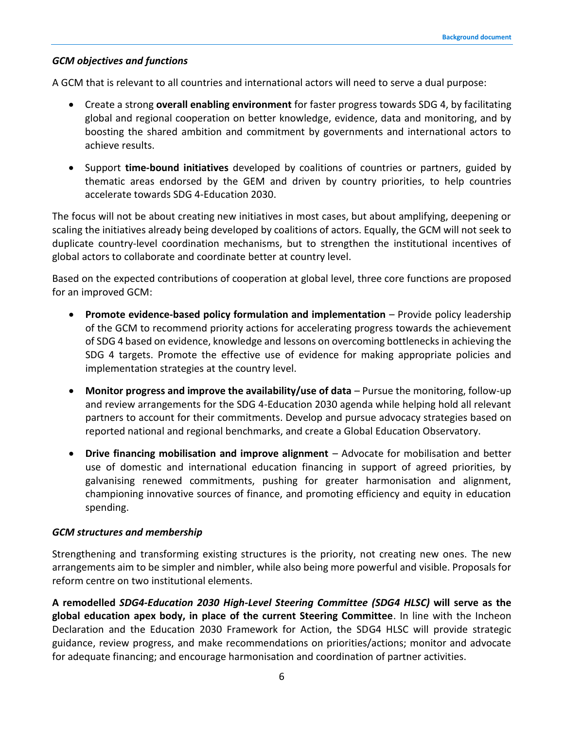### *GCM objectives and functions*

A GCM that is relevant to all countries and international actors will need to serve a dual purpose:

- Create a strong **overall enabling environment** for faster progress towards SDG 4, by facilitating global and regional cooperation on better knowledge, evidence, data and monitoring, and by boosting the shared ambition and commitment by governments and international actors to achieve results.
- Support **time-bound initiatives** developed by coalitions of countries or partners, guided by thematic areas endorsed by the GEM and driven by country priorities, to help countries accelerate towards SDG 4-Education 2030.

The focus will not be about creating new initiatives in most cases, but about amplifying, deepening or scaling the initiatives already being developed by coalitions of actors. Equally, the GCM will not seek to duplicate country-level coordination mechanisms, but to strengthen the institutional incentives of global actors to collaborate and coordinate better at country level.

Based on the expected contributions of cooperation at global level, three core functions are proposed for an improved GCM:

- **Promote evidence-based policy formulation and implementation** – Provide policy leadership of the GCM to recommend priority actions for accelerating progress towards the achievement of SDG 4 based on evidence, knowledge and lessons on overcoming bottlenecks in achieving the SDG 4 targets. Promote the effective use of evidence for making appropriate policies and implementation strategies at the country level.
- **Monitor progress and improve the availability/use of data** – Pursue the monitoring, follow-up and review arrangements for the SDG 4-Education 2030 agenda while helping hold all relevant partners to account for their commitments. Develop and pursue advocacy strategies based on reported national and regional benchmarks, and create a Global Education Observatory.
- **Drive financing mobilisation and improve alignment** – Advocate for mobilisation and better use of domestic and international education financing in support of agreed priorities, by galvanising renewed commitments, pushing for greater harmonisation and alignment, championing innovative sources of finance, and promoting efficiency and equity in education spending.

### *GCM structures and membership*

Strengthening and transforming existing structures is the priority, not creating new ones. The new arrangements aim to be simpler and nimbler, while also being more powerful and visible. Proposals for reform centre on two institutional elements.

**A remodelled *SDG4-Education 2030 High-Level Steering Committee (SDG4 HLSC)* will serve as the global education apex body, in place of the current Steering Committee**. In line with the Incheon Declaration and the Education 2030 Framework for Action, the SDG4 HLSC will provide strategic guidance, review progress, and make recommendations on priorities/actions; monitor and advocate for adequate financing; and encourage harmonisation and coordination of partner activities.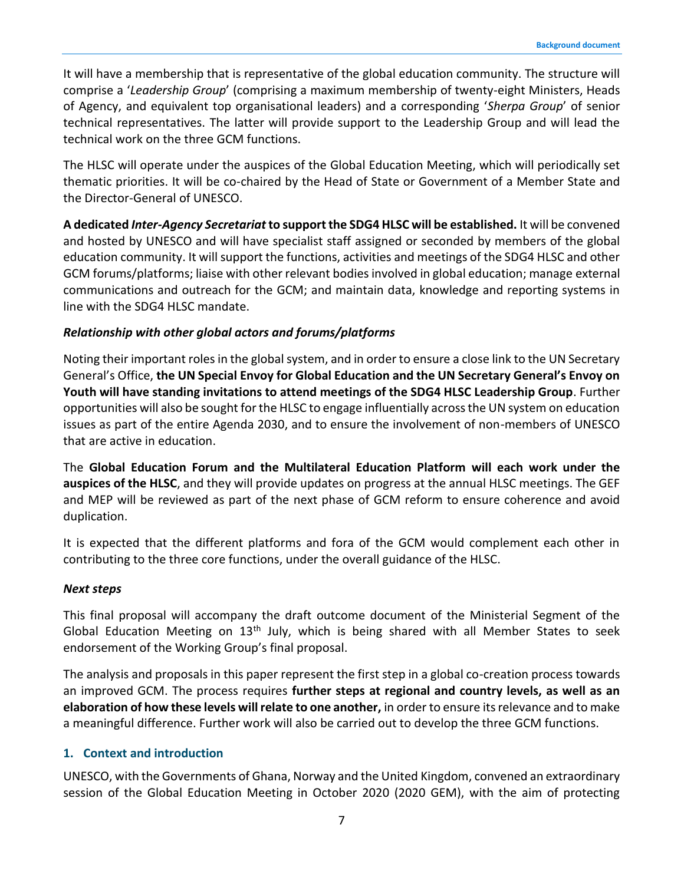It will have a membership that is representative of the global education community. The structure will comprise a '*Leadership Group*' (comprising a maximum membership of twenty-eight Ministers, Heads of Agency, and equivalent top organisational leaders) and a corresponding '*Sherpa Group*' of senior technical representatives. The latter will provide support to the Leadership Group and will lead the technical work on the three GCM functions.

The HLSC will operate under the auspices of the Global Education Meeting, which will periodically set thematic priorities. It will be co-chaired by the Head of State or Government of a Member State and the Director-General of UNESCO.

**A dedicated *Inter-Agency Secretariat* to support the SDG4 HLSC will be established.** It will be convened and hosted by UNESCO and will have specialist staff assigned or seconded by members of the global education community. It will support the functions, activities and meetings of the SDG4 HLSC and other GCM forums/platforms; liaise with other relevant bodies involved in global education; manage external communications and outreach for the GCM; and maintain data, knowledge and reporting systems in line with the SDG4 HLSC mandate.

***Relationship with other global actors and forums/platforms***

Noting their important roles in the global system, and in order to ensure a close link to the UN Secretary General's Office, **the UN Special Envoy for Global Education and the UN Secretary General's Envoy on Youth will have standing invitations to attend meetings of the SDG4 HLSC Leadership Group**. Further opportunities will also be sought for the HLSC to engage influentially across the UN system on education issues as part of the entire Agenda 2030, and to ensure the involvement of non-members of UNESCO that are active in education.

The **Global Education Forum and the Multilateral Education Platform will each work under the auspices of the HLSC**, and they will provide updates on progress at the annual HLSC meetings. The GEF and MEP will be reviewed as part of the next phase of GCM reform to ensure coherence and avoid duplication.

It is expected that the different platforms and fora of the GCM would complement each other in contributing to the three core functions, under the overall guidance of the HLSC.

***Next steps***

This final proposal will accompany the draft outcome document of the Ministerial Segment of the Global Education Meeting on 13th July, which is being shared with all Member States to seek endorsement of the Working Group's final proposal.

The analysis and proposals in this paper represent the first step in a global co-creation process towards an improved GCM. The process requires **further steps at regional and country levels, as well as an elaboration of how these levels will relate to one another,** in order to ensure its relevance and to make a meaningful difference. Further work will also be carried out to develop the three GCM functions.

## 1. Context and introduction

UNESCO, with the Governments of Ghana, Norway and the United Kingdom, convened an extraordinary session of the Global Education Meeting in October 2020 (2020 GEM), with the aim of protecting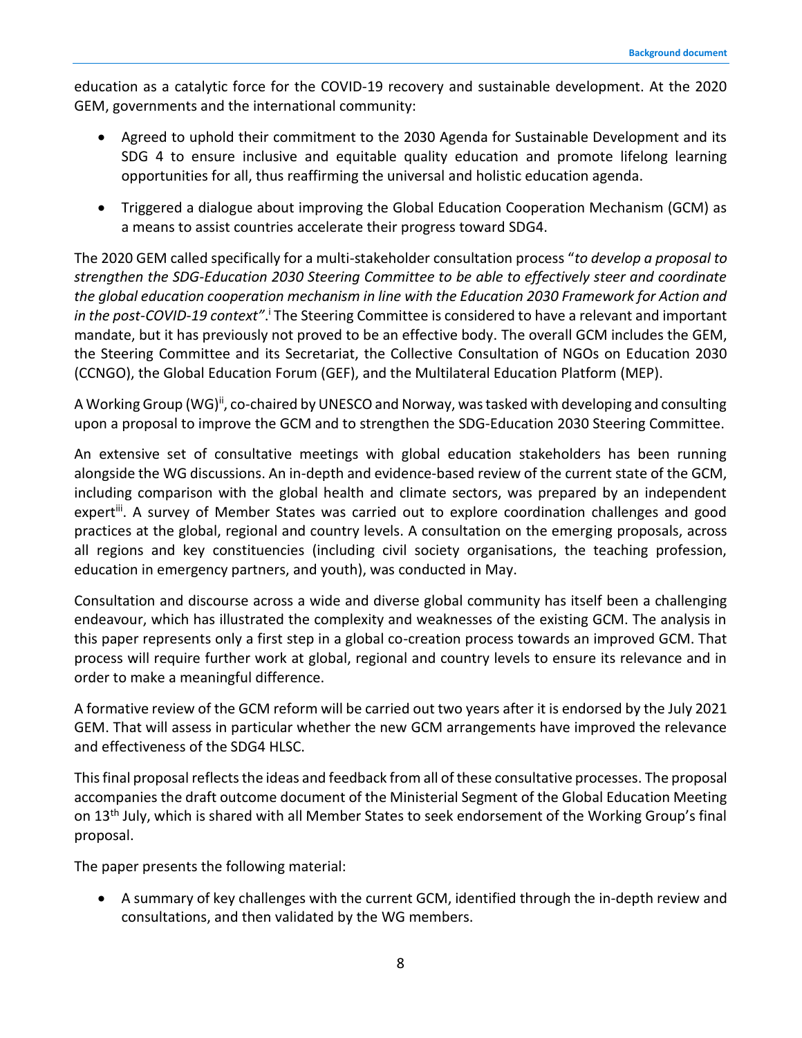education as a catalytic force for the COVID-19 recovery and sustainable development. At the 2020 GEM, governments and the international community:

- Agreed to uphold their commitment to the 2030 Agenda for Sustainable Development and its SDG 4 to ensure inclusive and equitable quality education and promote lifelong learning opportunities for all, thus reaffirming the universal and holistic education agenda.
- Triggered a dialogue about improving the Global Education Cooperation Mechanism (GCM) as a means to assist countries accelerate their progress toward SDG4.

The 2020 GEM called specifically for a multi-stakeholder consultation process "*to develop a proposal to strengthen the SDG-Education 2030 Steering Committee to be able to effectively steer and coordinate the global education cooperation mechanism in line with the Education 2030 Framework for Action and in the post-COVID-19 context"*.[i] The Steering Committee is considered to have a relevant and important mandate, but it has previously not proved to be an effective body. The overall GCM includes the GEM, the Steering Committee and its Secretariat, the Collective Consultation of NGOs on Education 2030 (CCNGO), the Global Education Forum (GEF), and the Multilateral Education Platform (MEP).

A Working Group (WG)[ii], co-chaired by UNESCO and Norway, was tasked with developing and consulting upon a proposal to improve the GCM and to strengthen the SDG-Education 2030 Steering Committee.

An extensive set of consultative meetings with global education stakeholders has been running alongside the WG discussions. An in-depth and evidence-based review of the current state of the GCM, including comparison with the global health and climate sectors, was prepared by an independent expert[iii]. A survey of Member States was carried out to explore coordination challenges and good practices at the global, regional and country levels. A consultation on the emerging proposals, across all regions and key constituencies (including civil society organisations, the teaching profession, education in emergency partners, and youth), was conducted in May.

Consultation and discourse across a wide and diverse global community has itself been a challenging endeavour, which has illustrated the complexity and weaknesses of the existing GCM. The analysis in this paper represents only a first step in a global co-creation process towards an improved GCM. That process will require further work at global, regional and country levels to ensure its relevance and in order to make a meaningful difference.

A formative review of the GCM reform will be carried out two years after it is endorsed by the July 2021 GEM. That will assess in particular whether the new GCM arrangements have improved the relevance and effectiveness of the SDG4 HLSC.

This final proposal reflects the ideas and feedback from all of these consultative processes. The proposal accompanies the draft outcome document of the Ministerial Segment of the Global Education Meeting on 13th July, which is shared with all Member States to seek endorsement of the Working Group's final proposal.

The paper presents the following material:

- A summary of key challenges with the current GCM, identified through the in-depth review and consultations, and then validated by the WG members.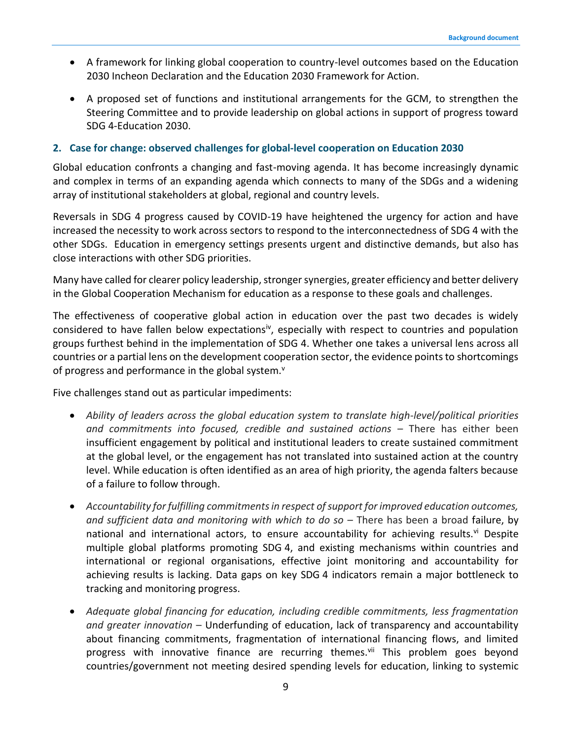- A framework for linking global cooperation to country-level outcomes based on the Education 2030 Incheon Declaration and the Education 2030 Framework for Action.
- A proposed set of functions and institutional arrangements for the GCM, to strengthen the Steering Committee and to provide leadership on global actions in support of progress toward SDG 4-Education 2030.

## 2. Case for change: observed challenges for global-level cooperation on Education 2030

Global education confronts a changing and fast-moving agenda. It has become increasingly dynamic and complex in terms of an expanding agenda which connects to many of the SDGs and a widening array of institutional stakeholders at global, regional and country levels.

Reversals in SDG 4 progress caused by COVID-19 have heightened the urgency for action and have increased the necessity to work across sectors to respond to the interconnectedness of SDG 4 with the other SDGs. Education in emergency settings presents urgent and distinctive demands, but also has close interactions with other SDG priorities.

Many have called for clearer policy leadership, stronger synergies, greater efficiency and better delivery in the Global Cooperation Mechanism for education as a response to these goals and challenges.

The effectiveness of cooperative global action in education over the past two decades is widely considered to have fallen below expectations[iv], especially with respect to countries and population groups furthest behind in the implementation of SDG 4. Whether one takes a universal lens across all countries or a partial lens on the development cooperation sector, the evidence points to shortcomings of progress and performance in the global system.[v]

Five challenges stand out as particular impediments:

- *Ability of leaders across the global education system to translate high-level/political priorities and commitments into focused, credible and sustained actions* – There has either been insufficient engagement by political and institutional leaders to create sustained commitment at the global level, or the engagement has not translated into sustained action at the country level. While education is often identified as an area of high priority, the agenda falters because of a failure to follow through.
- *Accountability for fulfilling commitments in respect of support for improved education outcomes, and sufficient data and monitoring with which to do so* – There has been a broad failure, by national and international actors, to ensure accountability for achieving results.[vi] Despite multiple global platforms promoting SDG 4, and existing mechanisms within countries and international or regional organisations, effective joint monitoring and accountability for achieving results is lacking. Data gaps on key SDG 4 indicators remain a major bottleneck to tracking and monitoring progress.
- *Adequate global financing for education, including credible commitments, less fragmentation and greater innovation* – Underfunding of education, lack of transparency and accountability about financing commitments, fragmentation of international financing flows, and limited progress with innovative finance are recurring themes.[vii] This problem goes beyond countries/government not meeting desired spending levels for education, linking to systemic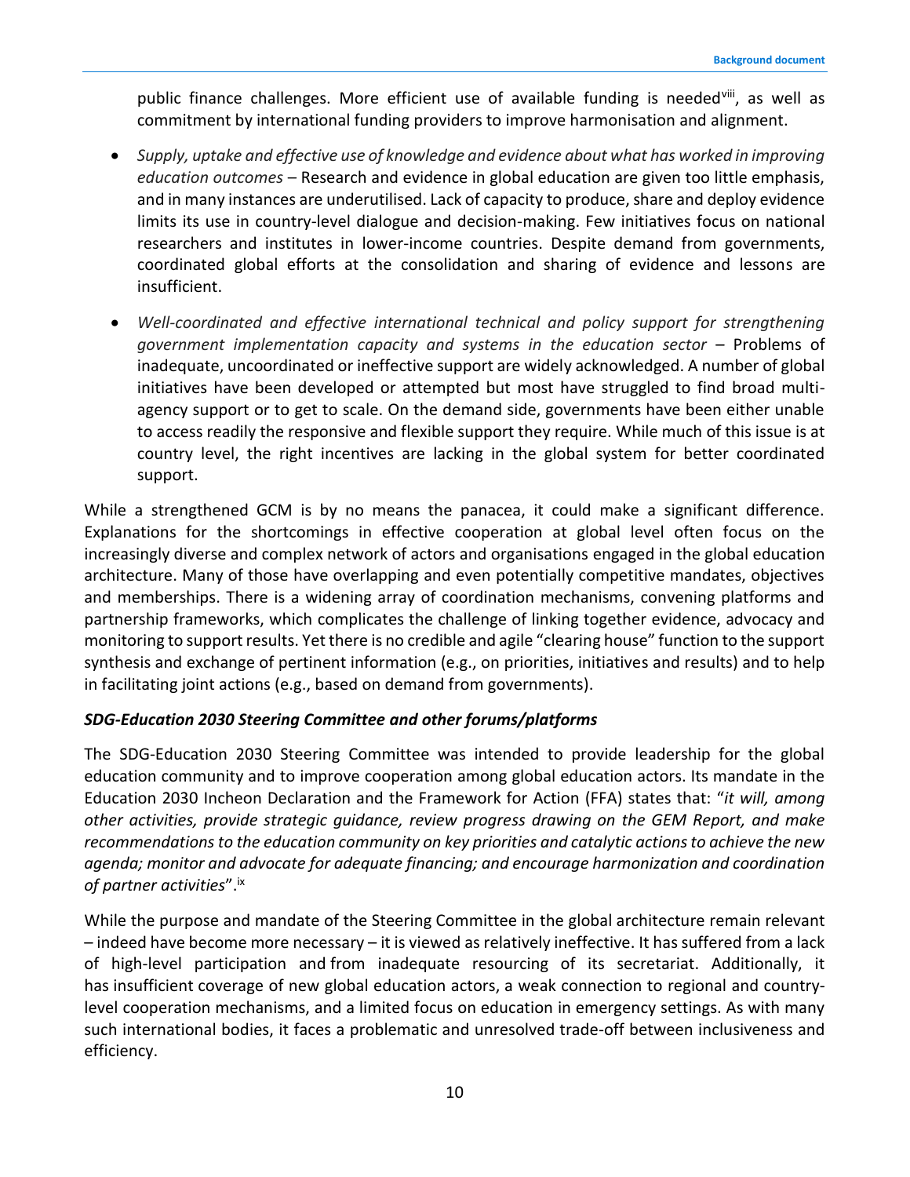public finance challenges. More efficient use of available funding is needed[viii], as well as commitment by international funding providers to improve harmonisation and alignment.

- *Supply, uptake and effective use of knowledge and evidence about what has worked in improving education outcomes* – Research and evidence in global education are given too little emphasis, and in many instances are underutilised. Lack of capacity to produce, share and deploy evidence limits its use in country-level dialogue and decision-making. Few initiatives focus on national researchers and institutes in lower-income countries. Despite demand from governments, coordinated global efforts at the consolidation and sharing of evidence and lessons are insufficient.
- *Well-coordinated and effective international technical and policy support for strengthening government implementation capacity and systems in the education sector* – Problems of inadequate, uncoordinated or ineffective support are widely acknowledged. A number of global initiatives have been developed or attempted but most have struggled to find broad multi-agency support or to get to scale. On the demand side, governments have been either unable to access readily the responsive and flexible support they require. While much of this issue is at country level, the right incentives are lacking in the global system for better coordinated support.

While a strengthened GCM is by no means the panacea, it could make a significant difference. Explanations for the shortcomings in effective cooperation at global level often focus on the increasingly diverse and complex network of actors and organisations engaged in the global education architecture. Many of those have overlapping and even potentially competitive mandates, objectives and memberships. There is a widening array of coordination mechanisms, convening platforms and partnership frameworks, which complicates the challenge of linking together evidence, advocacy and monitoring to support results. Yet there is no credible and agile "clearing house" function to the support synthesis and exchange of pertinent information (e.g., on priorities, initiatives and results) and to help in facilitating joint actions (e.g., based on demand from governments).

***SDG-Education 2030 Steering Committee and other forums/platforms***

The SDG-Education 2030 Steering Committee was intended to provide leadership for the global education community and to improve cooperation among global education actors. Its mandate in the Education 2030 Incheon Declaration and the Framework for Action (FFA) states that: "*it will, among other activities, provide strategic guidance, review progress drawing on the GEM Report, and make recommendations to the education community on key priorities and catalytic actions to achieve the new agenda; monitor and advocate for adequate financing; and encourage harmonization and coordination of partner activities*".[ix]

While the purpose and mandate of the Steering Committee in the global architecture remain relevant – indeed have become more necessary – it is viewed as relatively ineffective. It has suffered from a lack of high-level participation and from inadequate resourcing of its secretariat. Additionally, it has insufficient coverage of new global education actors, a weak connection to regional and country-level cooperation mechanisms, and a limited focus on education in emergency settings. As with many such international bodies, it faces a problematic and unresolved trade-off between inclusiveness and efficiency.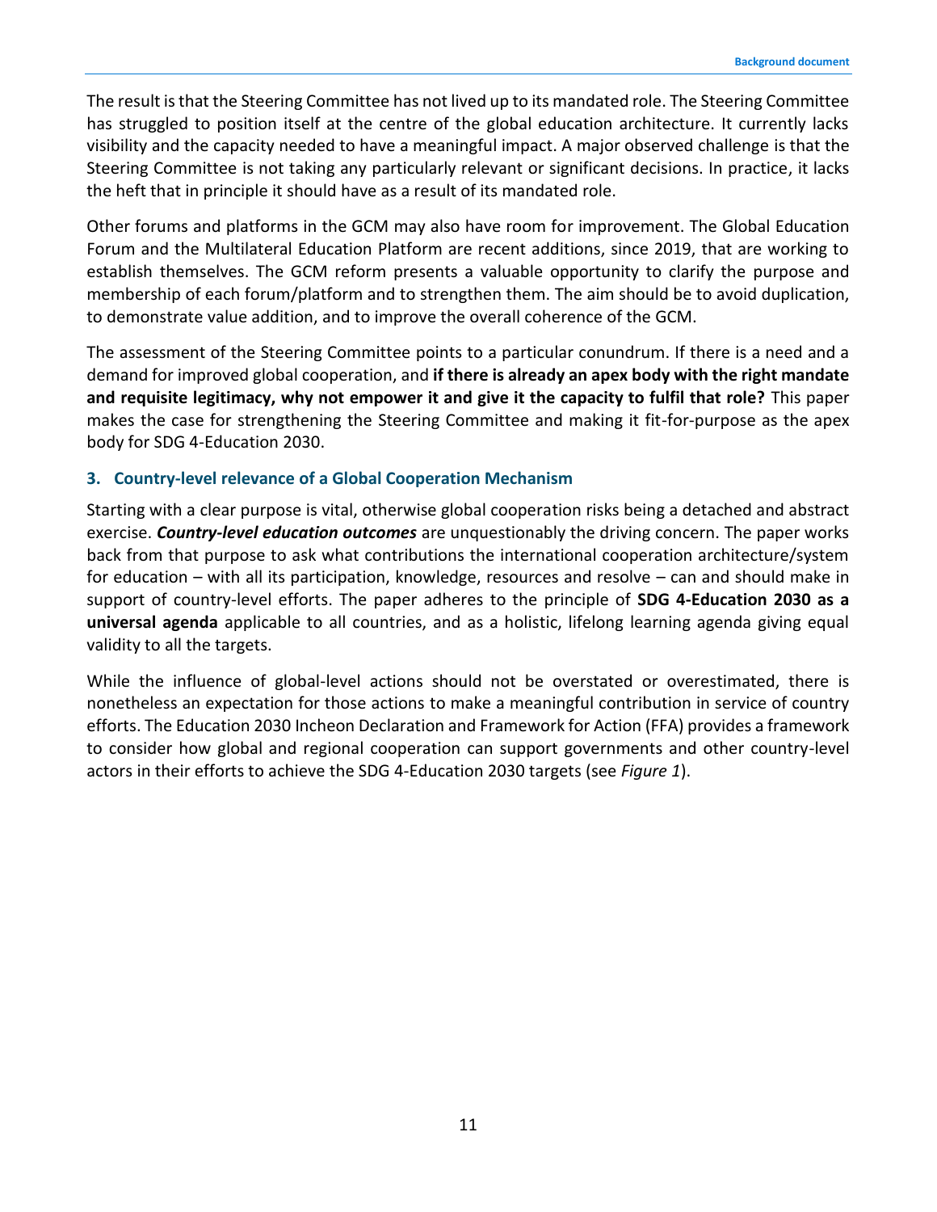The result is that the Steering Committee has not lived up to its mandated role. The Steering Committee has struggled to position itself at the centre of the global education architecture. It currently lacks visibility and the capacity needed to have a meaningful impact. A major observed challenge is that the Steering Committee is not taking any particularly relevant or significant decisions. In practice, it lacks the heft that in principle it should have as a result of its mandated role.

Other forums and platforms in the GCM may also have room for improvement. The Global Education Forum and the Multilateral Education Platform are recent additions, since 2019, that are working to establish themselves. The GCM reform presents a valuable opportunity to clarify the purpose and membership of each forum/platform and to strengthen them. The aim should be to avoid duplication, to demonstrate value addition, and to improve the overall coherence of the GCM.

The assessment of the Steering Committee points to a particular conundrum. If there is a need and a demand for improved global cooperation, and **if there is already an apex body with the right mandate and requisite legitimacy, why not empower it and give it the capacity to fulfil that role?** This paper makes the case for strengthening the Steering Committee and making it fit-for-purpose as the apex body for SDG 4-Education 2030.

### 3. Country-level relevance of a Global Cooperation Mechanism

Starting with a clear purpose is vital, otherwise global cooperation risks being a detached and abstract exercise. ***Country-level education outcomes*** are unquestionably the driving concern. The paper works back from that purpose to ask what contributions the international cooperation architecture/system for education – with all its participation, knowledge, resources and resolve – can and should make in support of country-level efforts. The paper adheres to the principle of **SDG 4-Education 2030 as a universal agenda** applicable to all countries, and as a holistic, lifelong learning agenda giving equal validity to all the targets.

While the influence of global-level actions should not be overstated or overestimated, there is nonetheless an expectation for those actions to make a meaningful contribution in service of country efforts. The Education 2030 Incheon Declaration and Framework for Action (FFA) provides a framework to consider how global and regional cooperation can support governments and other country-level actors in their efforts to achieve the SDG 4-Education 2030 targets (see *Figure 1*).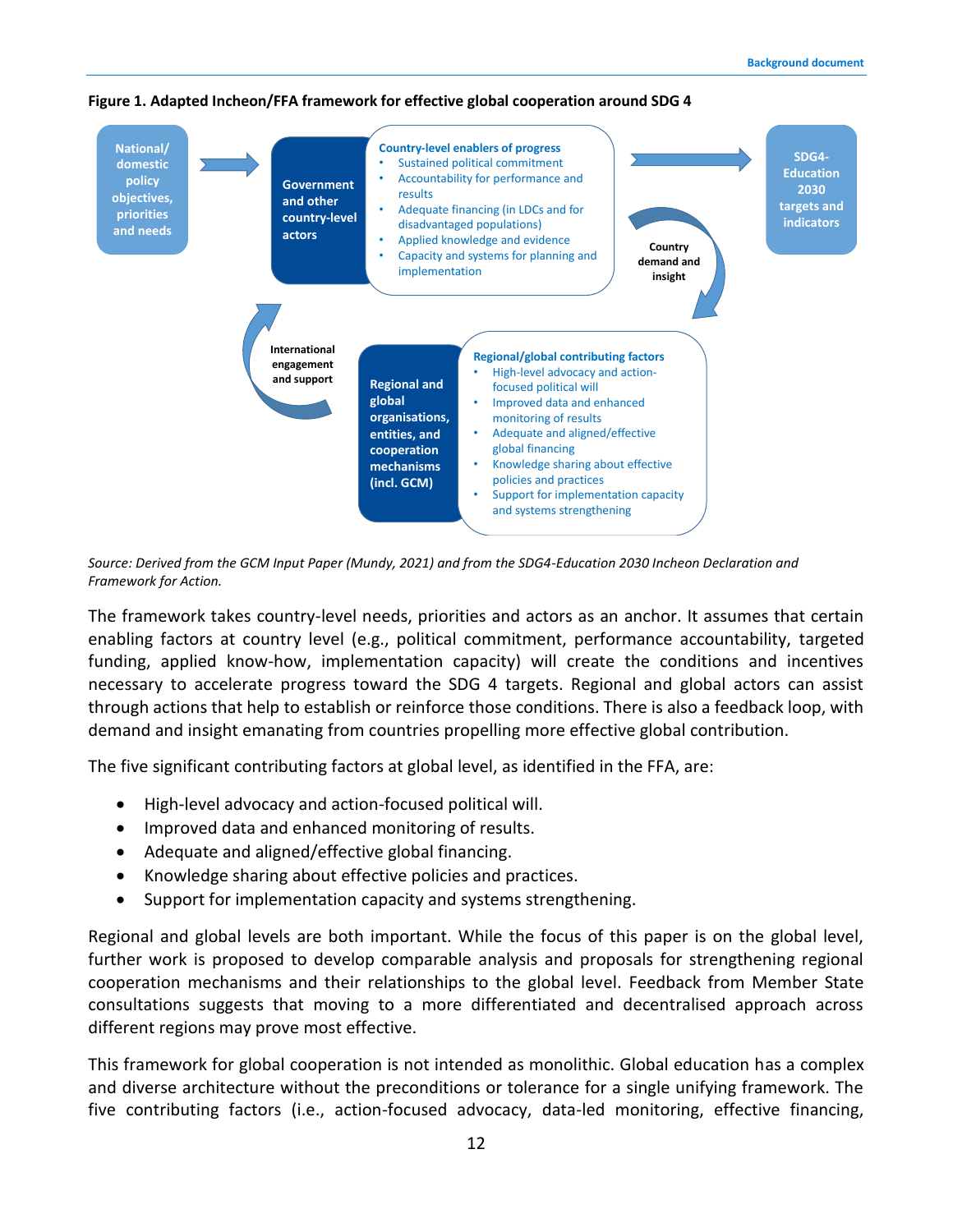**Figure 1. Adapted Incheon/FFA framework for effective global cooperation around SDG 4**

National/domestic policy objectives, priorities and needs

Government and other country-level actors

**Country-level enablers of progress**

- Sustained political commitment
- Accountability for performance and results
- Adequate financing (in LDCs and for disadvantaged populations)
- Applied knowledge and evidence
- Capacity and systems for planning and implementation

SDG4-Education 2030 targets and indicators

Country demand and insight

International engagement and support

Regional and global organisations, entities, and cooperation mechanisms (incl. GCM)

**Regional/global contributing factors**

- High-level advocacy and action-focused political will
- Improved data and enhanced monitoring of results
- Adequate and aligned/effective global financing
- Knowledge sharing about effective policies and practices
- Support for implementation capacity and systems strengthening

*Source: Derived from the GCM Input Paper (Mundy, 2021) and from the SDG4-Education 2030 Incheon Declaration and Framework for Action.*

The framework takes country-level needs, priorities and actors as an anchor. It assumes that certain enabling factors at country level (e.g., political commitment, performance accountability, targeted funding, applied know-how, implementation capacity) will create the conditions and incentives necessary to accelerate progress toward the SDG 4 targets. Regional and global actors can assist through actions that help to establish or reinforce those conditions. There is also a feedback loop, with demand and insight emanating from countries propelling more effective global contribution.

The five significant contributing factors at global level, as identified in the FFA, are:

- High-level advocacy and action-focused political will.
- Improved data and enhanced monitoring of results.
- Adequate and aligned/effective global financing.
- Knowledge sharing about effective policies and practices.
- Support for implementation capacity and systems strengthening.

Regional and global levels are both important. While the focus of this paper is on the global level, further work is proposed to develop comparable analysis and proposals for strengthening regional cooperation mechanisms and their relationships to the global level. Feedback from Member State consultations suggests that moving to a more differentiated and decentralised approach across different regions may prove most effective.

This framework for global cooperation is not intended as monolithic. Global education has a complex and diverse architecture without the preconditions or tolerance for a single unifying framework. The five contributing factors (i.e., action-focused advocacy, data-led monitoring, effective financing,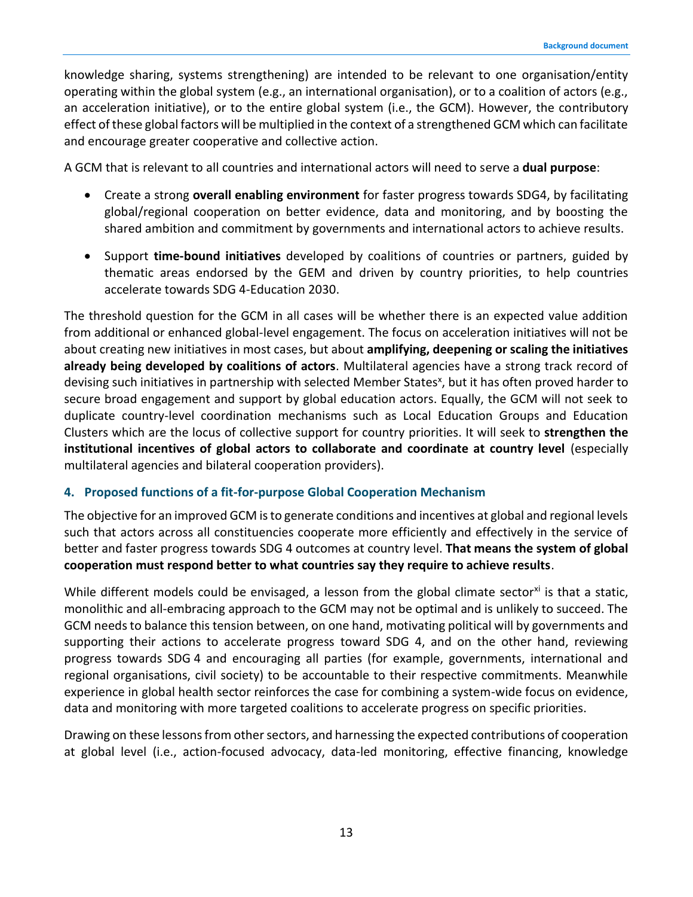knowledge sharing, systems strengthening) are intended to be relevant to one organisation/entity operating within the global system (e.g., an international organisation), or to a coalition of actors (e.g., an acceleration initiative), or to the entire global system (i.e., the GCM). However, the contributory effect of these global factors will be multiplied in the context of a strengthened GCM which can facilitate and encourage greater cooperative and collective action.

A GCM that is relevant to all countries and international actors will need to serve a **dual purpose**:

- Create a strong **overall enabling environment** for faster progress towards SDG4, by facilitating global/regional cooperation on better evidence, data and monitoring, and by boosting the shared ambition and commitment by governments and international actors to achieve results.
- Support **time-bound initiatives** developed by coalitions of countries or partners, guided by thematic areas endorsed by the GEM and driven by country priorities, to help countries accelerate towards SDG 4-Education 2030.

The threshold question for the GCM in all cases will be whether there is an expected value addition from additional or enhanced global-level engagement. The focus on acceleration initiatives will not be about creating new initiatives in most cases, but about **amplifying, deepening or scaling the initiatives already being developed by coalitions of actors**. Multilateral agencies have a strong track record of devising such initiatives in partnership with selected Member States[x], but it has often proved harder to secure broad engagement and support by global education actors. Equally, the GCM will not seek to duplicate country-level coordination mechanisms such as Local Education Groups and Education Clusters which are the locus of collective support for country priorities. It will seek to **strengthen the institutional incentives of global actors to collaborate and coordinate at country level** (especially multilateral agencies and bilateral cooperation providers).

## 4. Proposed functions of a fit-for-purpose Global Cooperation Mechanism

The objective for an improved GCM is to generate conditions and incentives at global and regional levels such that actors across all constituencies cooperate more efficiently and effectively in the service of better and faster progress towards SDG 4 outcomes at country level. **That means the system of global cooperation must respond better to what countries say they require to achieve results**.

While different models could be envisaged, a lesson from the global climate sector[xi] is that a static, monolithic and all-embracing approach to the GCM may not be optimal and is unlikely to succeed. The GCM needs to balance this tension between, on one hand, motivating political will by governments and supporting their actions to accelerate progress toward SDG 4, and on the other hand, reviewing progress towards SDG 4 and encouraging all parties (for example, governments, international and regional organisations, civil society) to be accountable to their respective commitments. Meanwhile experience in global health sector reinforces the case for combining a system-wide focus on evidence, data and monitoring with more targeted coalitions to accelerate progress on specific priorities.

Drawing on these lessons from other sectors, and harnessing the expected contributions of cooperation at global level (i.e., action-focused advocacy, data-led monitoring, effective financing, knowledge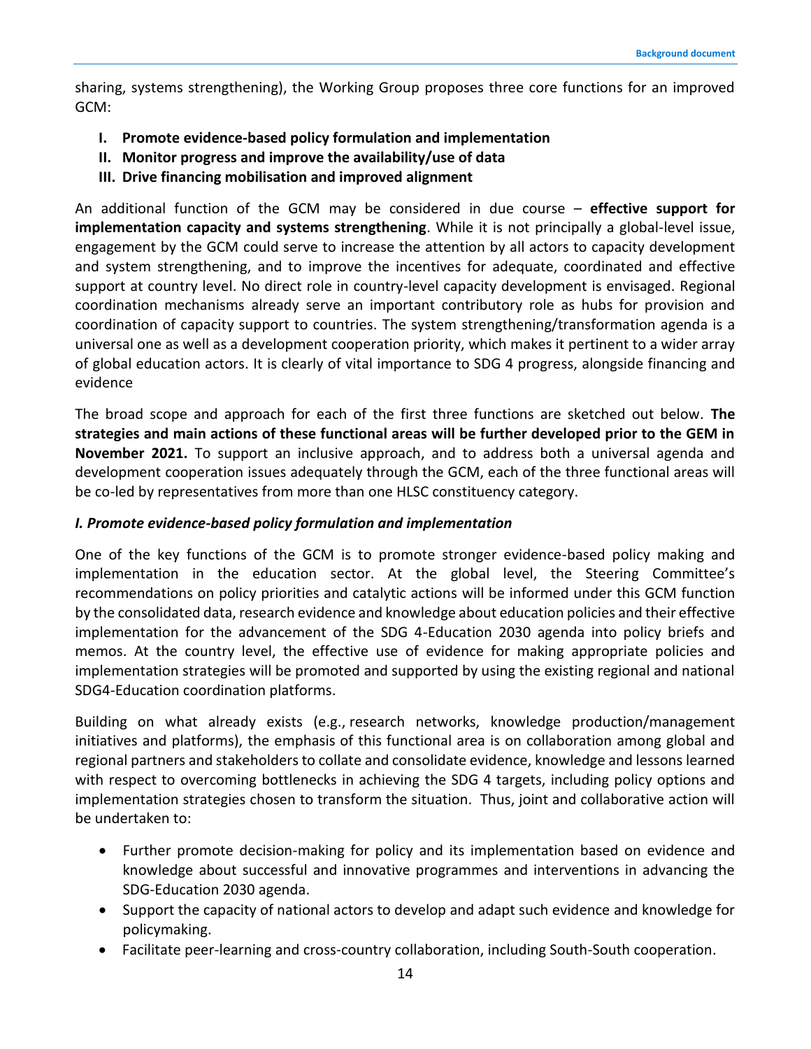sharing, systems strengthening), the Working Group proposes three core functions for an improved GCM:

- **I. Promote evidence-based policy formulation and implementation**
- **II. Monitor progress and improve the availability/use of data**
- **III. Drive financing mobilisation and improved alignment**

An additional function of the GCM may be considered in due course – **effective support for implementation capacity and systems strengthening**. While it is not principally a global-level issue, engagement by the GCM could serve to increase the attention by all actors to capacity development and system strengthening, and to improve the incentives for adequate, coordinated and effective support at country level. No direct role in country-level capacity development is envisaged. Regional coordination mechanisms already serve an important contributory role as hubs for provision and coordination of capacity support to countries. The system strengthening/transformation agenda is a universal one as well as a development cooperation priority, which makes it pertinent to a wider array of global education actors. It is clearly of vital importance to SDG 4 progress, alongside financing and evidence

The broad scope and approach for each of the first three functions are sketched out below. **The strategies and main actions of these functional areas will be further developed prior to the GEM in November 2021.** To support an inclusive approach, and to address both a universal agenda and development cooperation issues adequately through the GCM, each of the three functional areas will be co-led by representatives from more than one HLSC constituency category.

### *I. Promote evidence-based policy formulation and implementation*

One of the key functions of the GCM is to promote stronger evidence-based policy making and implementation in the education sector. At the global level, the Steering Committee's recommendations on policy priorities and catalytic actions will be informed under this GCM function by the consolidated data, research evidence and knowledge about education policies and their effective implementation for the advancement of the SDG 4-Education 2030 agenda into policy briefs and memos. At the country level, the effective use of evidence for making appropriate policies and implementation strategies will be promoted and supported by using the existing regional and national SDG4-Education coordination platforms.

Building on what already exists (e.g., research networks, knowledge production/management initiatives and platforms), the emphasis of this functional area is on collaboration among global and regional partners and stakeholders to collate and consolidate evidence, knowledge and lessons learned with respect to overcoming bottlenecks in achieving the SDG 4 targets, including policy options and implementation strategies chosen to transform the situation. Thus, joint and collaborative action will be undertaken to:

- Further promote decision-making for policy and its implementation based on evidence and knowledge about successful and innovative programmes and interventions in advancing the SDG-Education 2030 agenda.
- Support the capacity of national actors to develop and adapt such evidence and knowledge for policymaking.
- Facilitate peer-learning and cross-country collaboration, including South-South cooperation.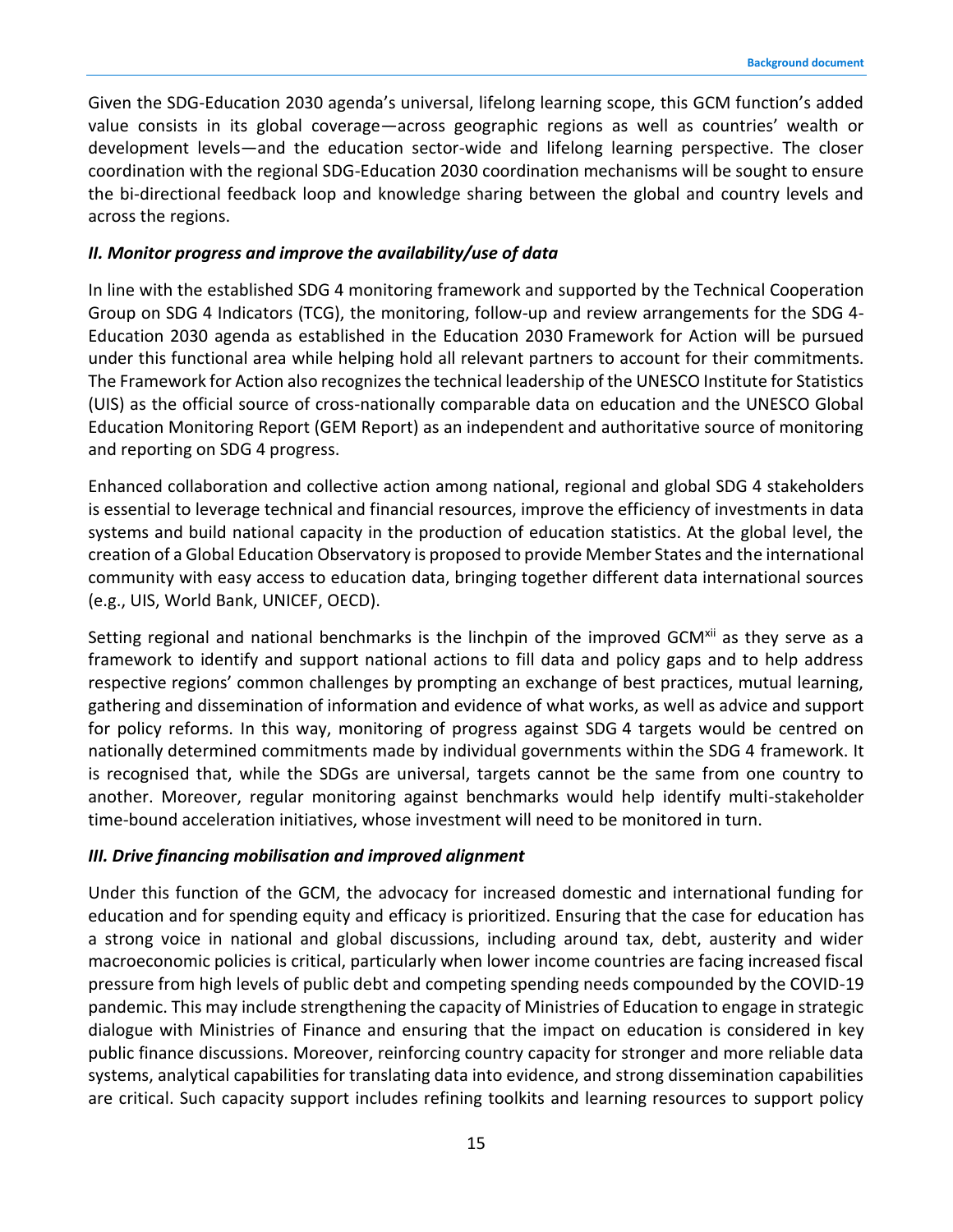Given the SDG-Education 2030 agenda's universal, lifelong learning scope, this GCM function's added value consists in its global coverage—across geographic regions as well as countries' wealth or development levels—and the education sector-wide and lifelong learning perspective. The closer coordination with the regional SDG-Education 2030 coordination mechanisms will be sought to ensure the bi-directional feedback loop and knowledge sharing between the global and country levels and across the regions.

### *II. Monitor progress and improve the availability/use of data*

In line with the established SDG 4 monitoring framework and supported by the Technical Cooperation Group on SDG 4 Indicators (TCG), the monitoring, follow-up and review arrangements for the SDG 4-Education 2030 agenda as established in the Education 2030 Framework for Action will be pursued under this functional area while helping hold all relevant partners to account for their commitments. The Framework for Action also recognizes the technical leadership of the UNESCO Institute for Statistics (UIS) as the official source of cross-nationally comparable data on education and the UNESCO Global Education Monitoring Report (GEM Report) as an independent and authoritative source of monitoring and reporting on SDG 4 progress.

Enhanced collaboration and collective action among national, regional and global SDG 4 stakeholders is essential to leverage technical and financial resources, improve the efficiency of investments in data systems and build national capacity in the production of education statistics. At the global level, the creation of a Global Education Observatory is proposed to provide Member States and the international community with easy access to education data, bringing together different data international sources (e.g., UIS, World Bank, UNICEF, OECD).

Setting regional and national benchmarks is the linchpin of the improved GCM[xii] as they serve as a framework to identify and support national actions to fill data and policy gaps and to help address respective regions' common challenges by prompting an exchange of best practices, mutual learning, gathering and dissemination of information and evidence of what works, as well as advice and support for policy reforms. In this way, monitoring of progress against SDG 4 targets would be centred on nationally determined commitments made by individual governments within the SDG 4 framework. It is recognised that, while the SDGs are universal, targets cannot be the same from one country to another. Moreover, regular monitoring against benchmarks would help identify multi-stakeholder time-bound acceleration initiatives, whose investment will need to be monitored in turn.

### *III. Drive financing mobilisation and improved alignment*

Under this function of the GCM, the advocacy for increased domestic and international funding for education and for spending equity and efficacy is prioritized. Ensuring that the case for education has a strong voice in national and global discussions, including around tax, debt, austerity and wider macroeconomic policies is critical, particularly when lower income countries are facing increased fiscal pressure from high levels of public debt and competing spending needs compounded by the COVID-19 pandemic. This may include strengthening the capacity of Ministries of Education to engage in strategic dialogue with Ministries of Finance and ensuring that the impact on education is considered in key public finance discussions. Moreover, reinforcing country capacity for stronger and more reliable data systems, analytical capabilities for translating data into evidence, and strong dissemination capabilities are critical. Such capacity support includes refining toolkits and learning resources to support policy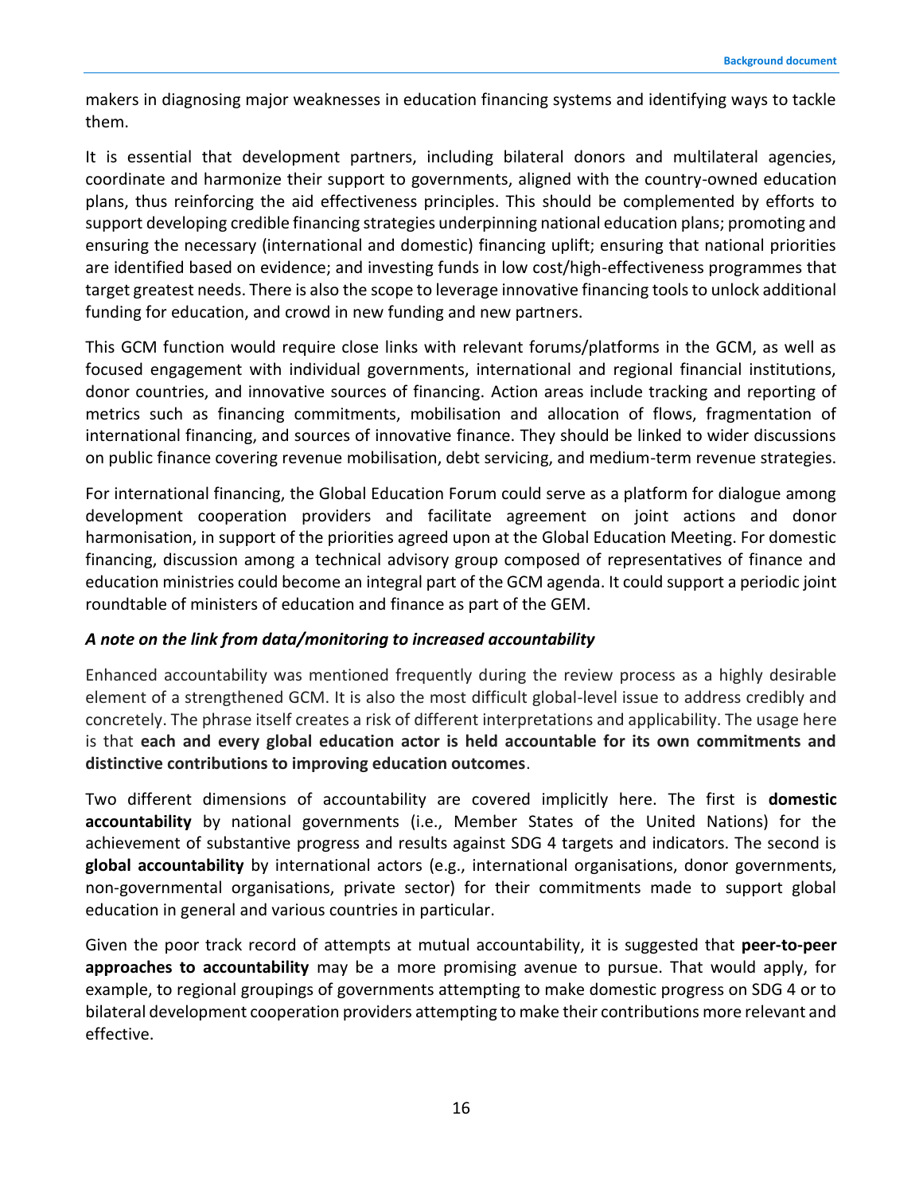makers in diagnosing major weaknesses in education financing systems and identifying ways to tackle them.

It is essential that development partners, including bilateral donors and multilateral agencies, coordinate and harmonize their support to governments, aligned with the country-owned education plans, thus reinforcing the aid effectiveness principles. This should be complemented by efforts to support developing credible financing strategies underpinning national education plans; promoting and ensuring the necessary (international and domestic) financing uplift; ensuring that national priorities are identified based on evidence; and investing funds in low cost/high-effectiveness programmes that target greatest needs. There is also the scope to leverage innovative financing tools to unlock additional funding for education, and crowd in new funding and new partners.

This GCM function would require close links with relevant forums/platforms in the GCM, as well as focused engagement with individual governments, international and regional financial institutions, donor countries, and innovative sources of financing. Action areas include tracking and reporting of metrics such as financing commitments, mobilisation and allocation of flows, fragmentation of international financing, and sources of innovative finance. They should be linked to wider discussions on public finance covering revenue mobilisation, debt servicing, and medium-term revenue strategies.

For international financing, the Global Education Forum could serve as a platform for dialogue among development cooperation providers and facilitate agreement on joint actions and donor harmonisation, in support of the priorities agreed upon at the Global Education Meeting. For domestic financing, discussion among a technical advisory group composed of representatives of finance and education ministries could become an integral part of the GCM agenda. It could support a periodic joint roundtable of ministers of education and finance as part of the GEM.

***A note on the link from data/monitoring to increased accountability***

Enhanced accountability was mentioned frequently during the review process as a highly desirable element of a strengthened GCM. It is also the most difficult global-level issue to address credibly and concretely. The phrase itself creates a risk of different interpretations and applicability. The usage here is that **each and every global education actor is held accountable for its own commitments and distinctive contributions to improving education outcomes**.

Two different dimensions of accountability are covered implicitly here. The first is **domestic accountability** by national governments (i.e., Member States of the United Nations) for the achievement of substantive progress and results against SDG 4 targets and indicators. The second is **global accountability** by international actors (e.g., international organisations, donor governments, non-governmental organisations, private sector) for their commitments made to support global education in general and various countries in particular.

Given the poor track record of attempts at mutual accountability, it is suggested that **peer-to-peer approaches to accountability** may be a more promising avenue to pursue. That would apply, for example, to regional groupings of governments attempting to make domestic progress on SDG 4 or to bilateral development cooperation providers attempting to make their contributions more relevant and effective.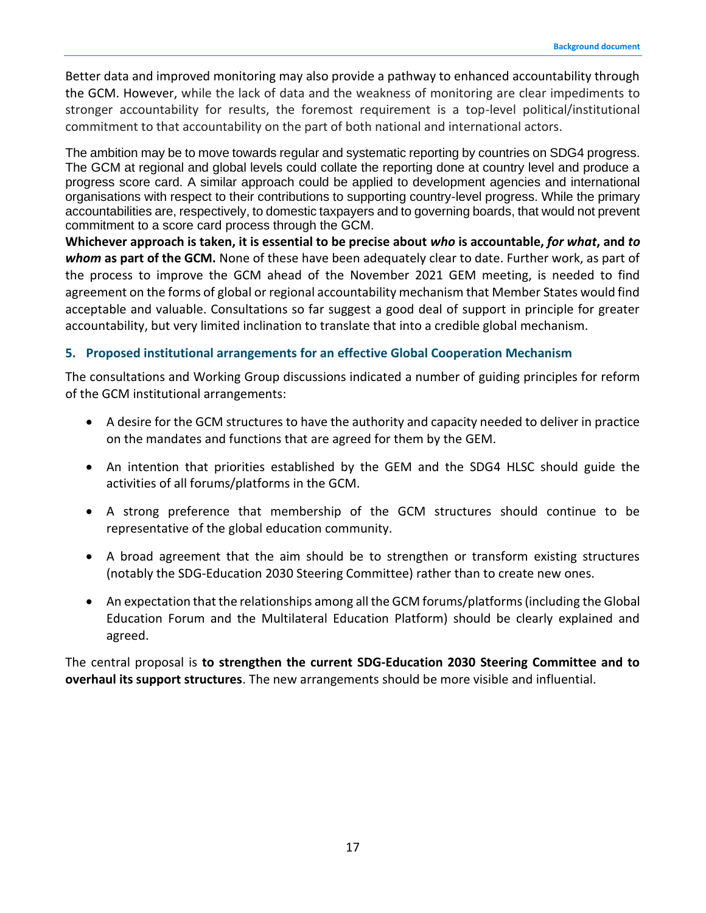Better data and improved monitoring may also provide a pathway to enhanced accountability through the GCM. However, while the lack of data and the weakness of monitoring are clear impediments to stronger accountability for results, the foremost requirement is a top-level political/institutional commitment to that accountability on the part of both national and international actors.

The ambition may be to move towards regular and systematic reporting by countries on SDG4 progress. The GCM at regional and global levels could collate the reporting done at country level and produce a progress score card. A similar approach could be applied to development agencies and international organisations with respect to their contributions to supporting country-level progress. While the primary accountabilities are, respectively, to domestic taxpayers and to governing boards, that would not prevent commitment to a score card process through the GCM.

**Whichever approach is taken, it is essential to be precise about *who* is accountable, *for what*, and *to whom* as part of the GCM.** None of these have been adequately clear to date. Further work, as part of the process to improve the GCM ahead of the November 2021 GEM meeting, is needed to find agreement on the forms of global or regional accountability mechanism that Member States would find acceptable and valuable. Consultations so far suggest a good deal of support in principle for greater accountability, but very limited inclination to translate that into a credible global mechanism.

## 5. Proposed institutional arrangements for an effective Global Cooperation Mechanism

The consultations and Working Group discussions indicated a number of guiding principles for reform of the GCM institutional arrangements:

- A desire for the GCM structures to have the authority and capacity needed to deliver in practice on the mandates and functions that are agreed for them by the GEM.
- An intention that priorities established by the GEM and the SDG4 HLSC should guide the activities of all forums/platforms in the GCM.
- A strong preference that membership of the GCM structures should continue to be representative of the global education community.
- A broad agreement that the aim should be to strengthen or transform existing structures (notably the SDG-Education 2030 Steering Committee) rather than to create new ones.
- An expectation that the relationships among all the GCM forums/platforms (including the Global Education Forum and the Multilateral Education Platform) should be clearly explained and agreed.

The central proposal is **to strengthen the current SDG-Education 2030 Steering Committee and to overhaul its support structures**. The new arrangements should be more visible and influential.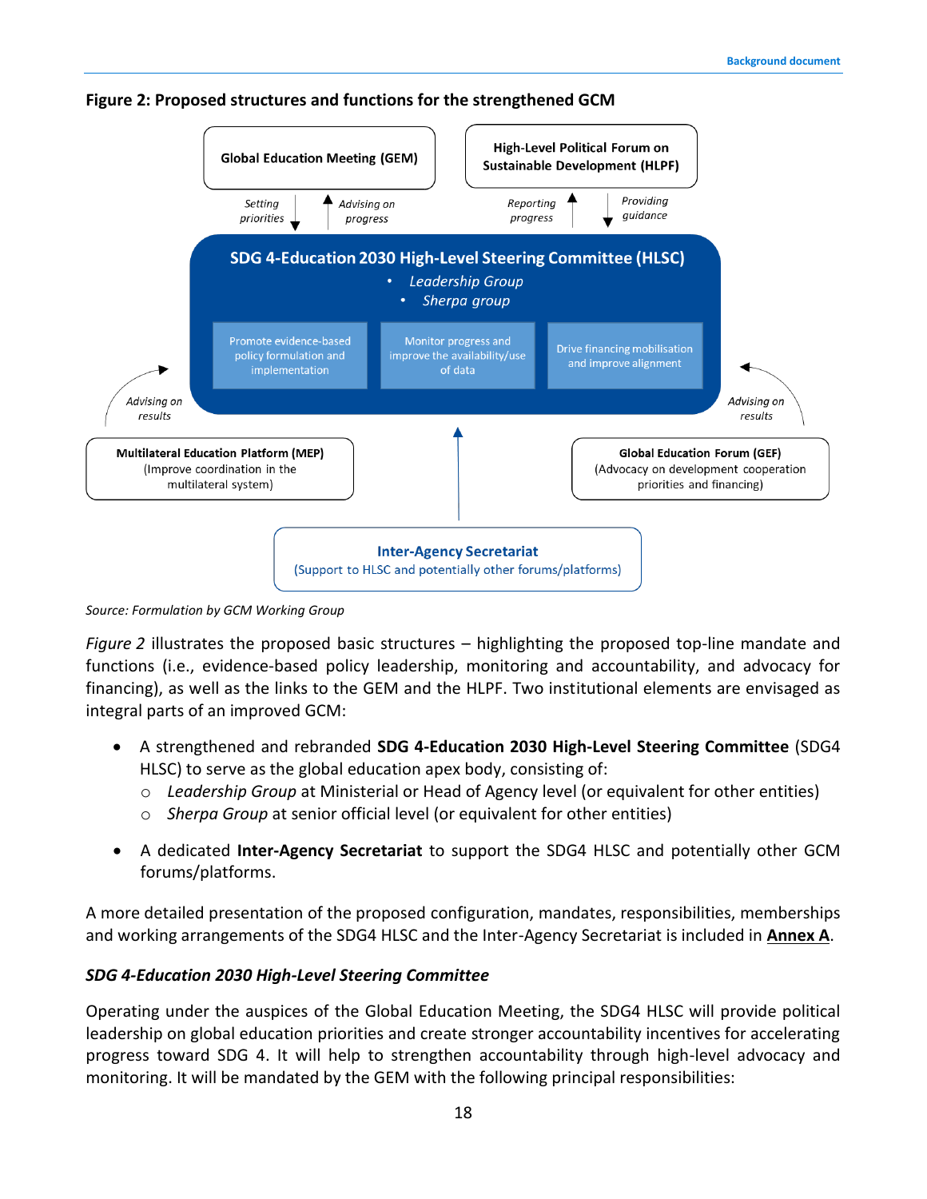**Figure 2: Proposed structures and functions for the strengthened GCM**

Global Education Meeting (GEM)

High-Level Political Forum on Sustainable Development (HLPF)

Setting priorities

Advising on progress

Reporting progress

Providing guidance

SDG 4-Education 2030 High-Level Steering Committee (HLSC)

- Leadership Group
- Sherpa group

Promote evidence-based policy formulation and implementation

Monitor progress and improve the availability/use of data

Drive financing mobilisation and improve alignment

Advising on results

Advising on results

Multilateral Education Platform (MEP)
(Improve coordination in the multilateral system)

Global Education Forum (GEF)
(Advocacy on development cooperation priorities and financing)

Inter-Agency Secretariat
(Support to HLSC and potentially other forums/platforms)

*Source: Formulation by GCM Working Group*

*Figure 2* illustrates the proposed basic structures – highlighting the proposed top-line mandate and functions (i.e., evidence-based policy leadership, monitoring and accountability, and advocacy for financing), as well as the links to the GEM and the HLPF. Two institutional elements are envisaged as integral parts of an improved GCM:

- A strengthened and rebranded **SDG 4-Education 2030 High-Level Steering Committee** (SDG4 HLSC) to serve as the global education apex body, consisting of:
  - *Leadership Group* at Ministerial or Head of Agency level (or equivalent for other entities)
  - *Sherpa Group* at senior official level (or equivalent for other entities)
- A dedicated **Inter-Agency Secretariat** to support the SDG4 HLSC and potentially other GCM forums/platforms.

A more detailed presentation of the proposed configuration, mandates, responsibilities, memberships and working arrangements of the SDG4 HLSC and the Inter-Agency Secretariat is included in **Annex A**.

### *SDG 4-Education 2030 High-Level Steering Committee*

Operating under the auspices of the Global Education Meeting, the SDG4 HLSC will provide political leadership on global education priorities and create stronger accountability incentives for accelerating progress toward SDG 4. It will help to strengthen accountability through high-level advocacy and monitoring. It will be mandated by the GEM with the following principal responsibilities: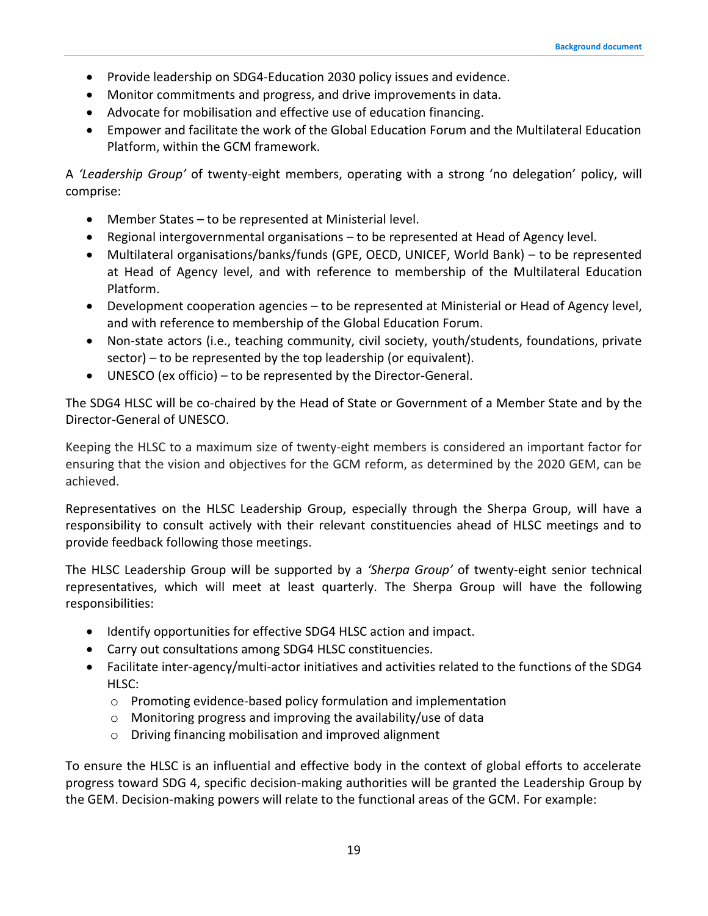- Provide leadership on SDG4-Education 2030 policy issues and evidence.
- Monitor commitments and progress, and drive improvements in data.
- Advocate for mobilisation and effective use of education financing.
- Empower and facilitate the work of the Global Education Forum and the Multilateral Education Platform, within the GCM framework.

A *'Leadership Group'* of twenty-eight members, operating with a strong 'no delegation' policy, will comprise:

- Member States – to be represented at Ministerial level.
- Regional intergovernmental organisations – to be represented at Head of Agency level.
- Multilateral organisations/banks/funds (GPE, OECD, UNICEF, World Bank) – to be represented at Head of Agency level, and with reference to membership of the Multilateral Education Platform.
- Development cooperation agencies – to be represented at Ministerial or Head of Agency level, and with reference to membership of the Global Education Forum.
- Non-state actors (i.e., teaching community, civil society, youth/students, foundations, private sector) – to be represented by the top leadership (or equivalent).
- UNESCO (ex officio) – to be represented by the Director-General.

The SDG4 HLSC will be co-chaired by the Head of State or Government of a Member State and by the Director-General of UNESCO.

Keeping the HLSC to a maximum size of twenty-eight members is considered an important factor for ensuring that the vision and objectives for the GCM reform, as determined by the 2020 GEM, can be achieved.

Representatives on the HLSC Leadership Group, especially through the Sherpa Group, will have a responsibility to consult actively with their relevant constituencies ahead of HLSC meetings and to provide feedback following those meetings.

The HLSC Leadership Group will be supported by a *'Sherpa Group'* of twenty-eight senior technical representatives, which will meet at least quarterly. The Sherpa Group will have the following responsibilities:

- Identify opportunities for effective SDG4 HLSC action and impact.
- Carry out consultations among SDG4 HLSC constituencies.
- Facilitate inter-agency/multi-actor initiatives and activities related to the functions of the SDG4 HLSC:
  - Promoting evidence-based policy formulation and implementation
  - Monitoring progress and improving the availability/use of data
  - Driving financing mobilisation and improved alignment

To ensure the HLSC is an influential and effective body in the context of global efforts to accelerate progress toward SDG 4, specific decision-making authorities will be granted the Leadership Group by the GEM. Decision-making powers will relate to the functional areas of the GCM. For example: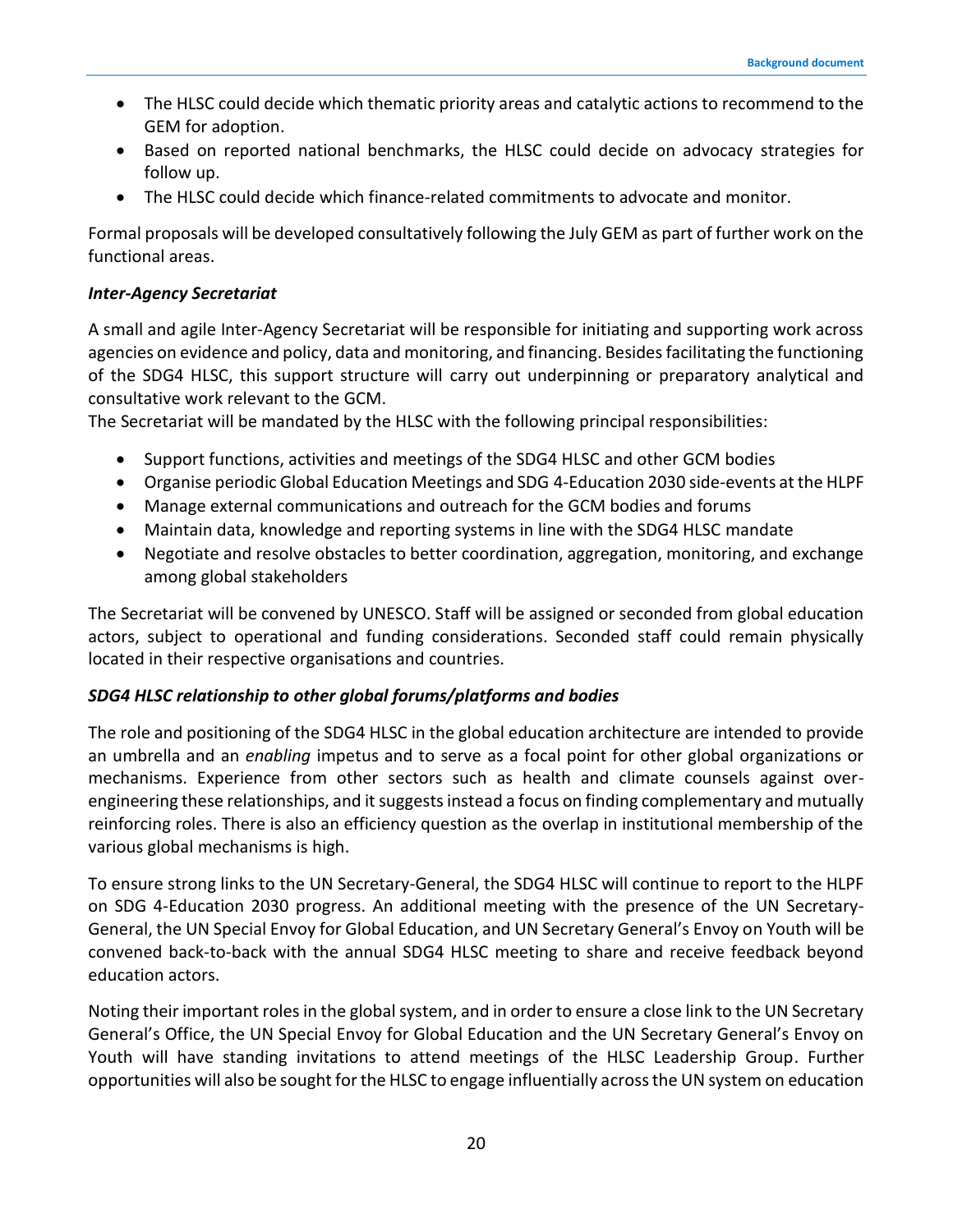- The HLSC could decide which thematic priority areas and catalytic actions to recommend to the GEM for adoption.
- Based on reported national benchmarks, the HLSC could decide on advocacy strategies for follow up.
- The HLSC could decide which finance-related commitments to advocate and monitor.

Formal proposals will be developed consultatively following the July GEM as part of further work on the functional areas.

***Inter-Agency Secretariat***

A small and agile Inter-Agency Secretariat will be responsible for initiating and supporting work across agencies on evidence and policy, data and monitoring, and financing. Besides facilitating the functioning of the SDG4 HLSC, this support structure will carry out underpinning or preparatory analytical and consultative work relevant to the GCM.
The Secretariat will be mandated by the HLSC with the following principal responsibilities:

- Support functions, activities and meetings of the SDG4 HLSC and other GCM bodies
- Organise periodic Global Education Meetings and SDG 4-Education 2030 side-events at the HLPF
- Manage external communications and outreach for the GCM bodies and forums
- Maintain data, knowledge and reporting systems in line with the SDG4 HLSC mandate
- Negotiate and resolve obstacles to better coordination, aggregation, monitoring, and exchange among global stakeholders

The Secretariat will be convened by UNESCO. Staff will be assigned or seconded from global education actors, subject to operational and funding considerations. Seconded staff could remain physically located in their respective organisations and countries.

***SDG4 HLSC relationship to other global forums/platforms and bodies***

The role and positioning of the SDG4 HLSC in the global education architecture are intended to provide an umbrella and an *enabling* impetus and to serve as a focal point for other global organizations or mechanisms. Experience from other sectors such as health and climate counsels against over-engineering these relationships, and it suggests instead a focus on finding complementary and mutually reinforcing roles. There is also an efficiency question as the overlap in institutional membership of the various global mechanisms is high.

To ensure strong links to the UN Secretary-General, the SDG4 HLSC will continue to report to the HLPF on SDG 4-Education 2030 progress. An additional meeting with the presence of the UN Secretary-General, the UN Special Envoy for Global Education, and UN Secretary General's Envoy on Youth will be convened back-to-back with the annual SDG4 HLSC meeting to share and receive feedback beyond education actors.

Noting their important roles in the global system, and in order to ensure a close link to the UN Secretary General's Office, the UN Special Envoy for Global Education and the UN Secretary General's Envoy on Youth will have standing invitations to attend meetings of the HLSC Leadership Group. Further opportunities will also be sought for the HLSC to engage influentially across the UN system on education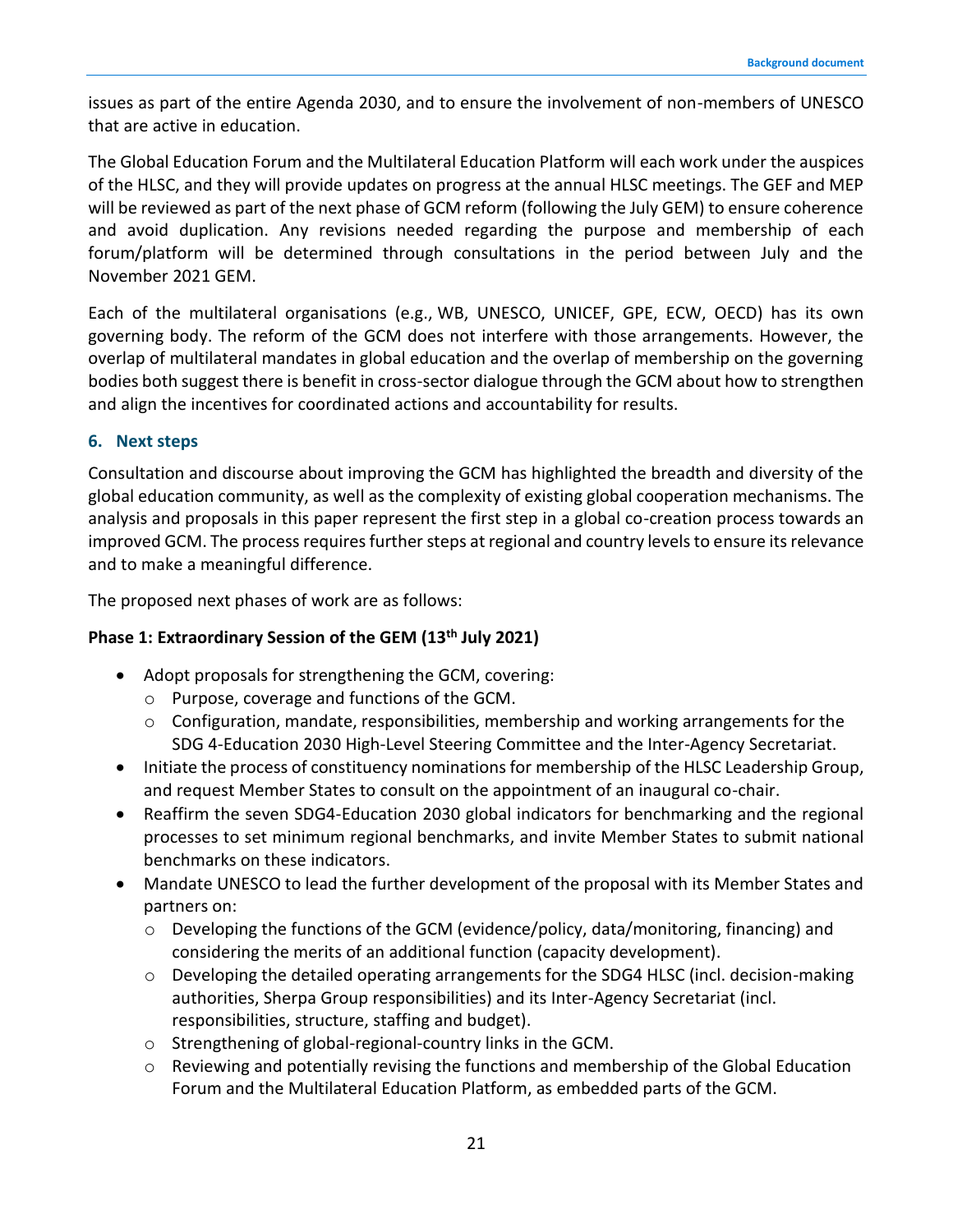issues as part of the entire Agenda 2030, and to ensure the involvement of non-members of UNESCO that are active in education.

The Global Education Forum and the Multilateral Education Platform will each work under the auspices of the HLSC, and they will provide updates on progress at the annual HLSC meetings. The GEF and MEP will be reviewed as part of the next phase of GCM reform (following the July GEM) to ensure coherence and avoid duplication. Any revisions needed regarding the purpose and membership of each forum/platform will be determined through consultations in the period between July and the November 2021 GEM.

Each of the multilateral organisations (e.g., WB, UNESCO, UNICEF, GPE, ECW, OECD) has its own governing body. The reform of the GCM does not interfere with those arrangements. However, the overlap of multilateral mandates in global education and the overlap of membership on the governing bodies both suggest there is benefit in cross-sector dialogue through the GCM about how to strengthen and align the incentives for coordinated actions and accountability for results.

## 6. Next steps

Consultation and discourse about improving the GCM has highlighted the breadth and diversity of the global education community, as well as the complexity of existing global cooperation mechanisms. The analysis and proposals in this paper represent the first step in a global co-creation process towards an improved GCM. The process requires further steps at regional and country levels to ensure its relevance and to make a meaningful difference.

The proposed next phases of work are as follows:

**Phase 1: Extraordinary Session of the GEM (13th July 2021)**

- Adopt proposals for strengthening the GCM, covering:
  - Purpose, coverage and functions of the GCM.
  - Configuration, mandate, responsibilities, membership and working arrangements for the SDG 4-Education 2030 High-Level Steering Committee and the Inter-Agency Secretariat.
- Initiate the process of constituency nominations for membership of the HLSC Leadership Group, and request Member States to consult on the appointment of an inaugural co-chair.
- Reaffirm the seven SDG4-Education 2030 global indicators for benchmarking and the regional processes to set minimum regional benchmarks, and invite Member States to submit national benchmarks on these indicators.
- Mandate UNESCO to lead the further development of the proposal with its Member States and partners on:
  - Developing the functions of the GCM (evidence/policy, data/monitoring, financing) and considering the merits of an additional function (capacity development).
  - Developing the detailed operating arrangements for the SDG4 HLSC (incl. decision-making authorities, Sherpa Group responsibilities) and its Inter-Agency Secretariat (incl. responsibilities, structure, staffing and budget).
  - Strengthening of global-regional-country links in the GCM.
  - Reviewing and potentially revising the functions and membership of the Global Education Forum and the Multilateral Education Platform, as embedded parts of the GCM.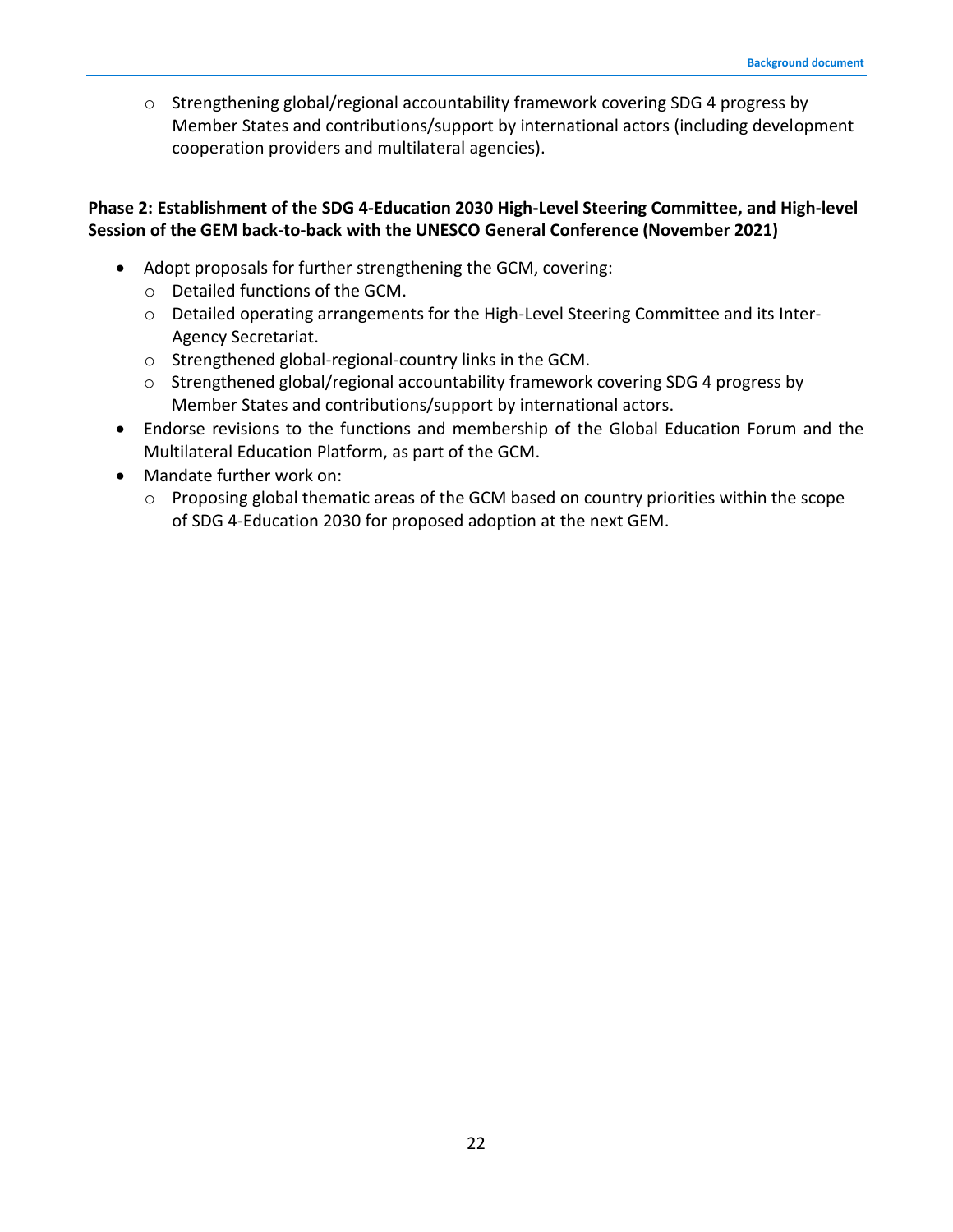- Strengthening global/regional accountability framework covering SDG 4 progress by Member States and contributions/support by international actors (including development cooperation providers and multilateral agencies).

**Phase 2: Establishment of the SDG 4-Education 2030 High-Level Steering Committee, and High-level Session of the GEM back-to-back with the UNESCO General Conference (November 2021)**

- Adopt proposals for further strengthening the GCM, covering:
  - Detailed functions of the GCM.
  - Detailed operating arrangements for the High-Level Steering Committee and its Inter-Agency Secretariat.
  - Strengthened global-regional-country links in the GCM.
  - Strengthened global/regional accountability framework covering SDG 4 progress by Member States and contributions/support by international actors.
- Endorse revisions to the functions and membership of the Global Education Forum and the Multilateral Education Platform, as part of the GCM.
- Mandate further work on:
  - Proposing global thematic areas of the GCM based on country priorities within the scope of SDG 4-Education 2030 for proposed adoption at the next GEM.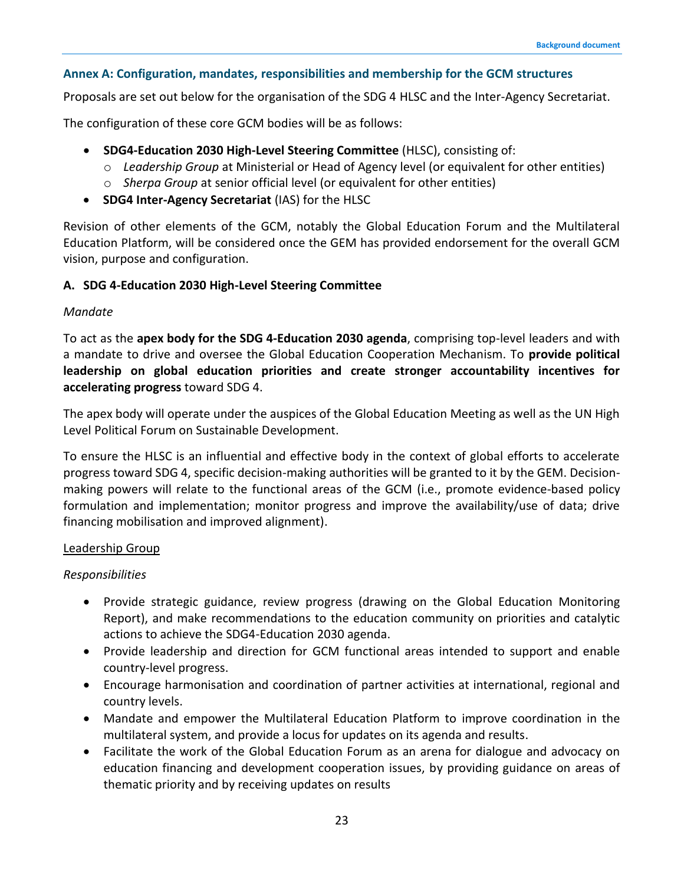### Annex A: Configuration, mandates, responsibilities and membership for the GCM structures

Proposals are set out below for the organisation of the SDG 4 HLSC and the Inter-Agency Secretariat.

The configuration of these core GCM bodies will be as follows:

- **SDG4-Education 2030 High-Level Steering Committee** (HLSC), consisting of:
  - *Leadership Group* at Ministerial or Head of Agency level (or equivalent for other entities)
  - *Sherpa Group* at senior official level (or equivalent for other entities)
- **SDG4 Inter-Agency Secretariat** (IAS) for the HLSC

Revision of other elements of the GCM, notably the Global Education Forum and the Multilateral Education Platform, will be considered once the GEM has provided endorsement for the overall GCM vision, purpose and configuration.

#### A. SDG 4-Education 2030 High-Level Steering Committee

*Mandate*

To act as the **apex body for the SDG 4-Education 2030 agenda**, comprising top-level leaders and with a mandate to drive and oversee the Global Education Cooperation Mechanism. To **provide political leadership on global education priorities and create stronger accountability incentives for accelerating progress** toward SDG 4.

The apex body will operate under the auspices of the Global Education Meeting as well as the UN High Level Political Forum on Sustainable Development.

To ensure the HLSC is an influential and effective body in the context of global efforts to accelerate progress toward SDG 4, specific decision-making authorities will be granted to it by the GEM. Decision-making powers will relate to the functional areas of the GCM (i.e., promote evidence-based policy formulation and implementation; monitor progress and improve the availability/use of data; drive financing mobilisation and improved alignment).

<u>Leadership Group</u>

*Responsibilities*

- Provide strategic guidance, review progress (drawing on the Global Education Monitoring Report), and make recommendations to the education community on priorities and catalytic actions to achieve the SDG4-Education 2030 agenda.
- Provide leadership and direction for GCM functional areas intended to support and enable country-level progress.
- Encourage harmonisation and coordination of partner activities at international, regional and country levels.
- Mandate and empower the Multilateral Education Platform to improve coordination in the multilateral system, and provide a locus for updates on its agenda and results.
- Facilitate the work of the Global Education Forum as an arena for dialogue and advocacy on education financing and development cooperation issues, by providing guidance on areas of thematic priority and by receiving updates on results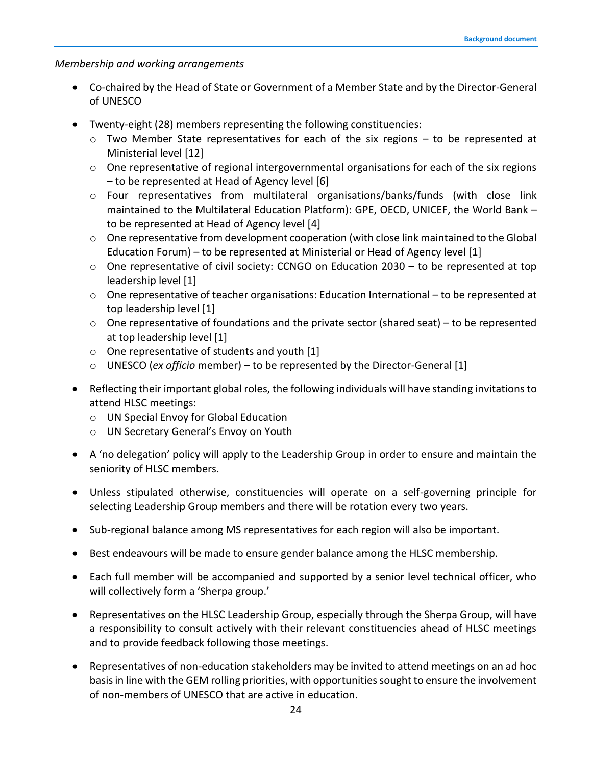*Membership and working arrangements*

- Co-chaired by the Head of State or Government of a Member State and by the Director-General of UNESCO
- Twenty-eight (28) members representing the following constituencies:
  - Two Member State representatives for each of the six regions – to be represented at Ministerial level [12]
  - One representative of regional intergovernmental organisations for each of the six regions – to be represented at Head of Agency level [6]
  - Four representatives from multilateral organisations/banks/funds (with close link maintained to the Multilateral Education Platform): GPE, OECD, UNICEF, the World Bank – to be represented at Head of Agency level [4]
  - One representative from development cooperation (with close link maintained to the Global Education Forum) – to be represented at Ministerial or Head of Agency level [1]
  - One representative of civil society: CCNGO on Education 2030 – to be represented at top leadership level [1]
  - One representative of teacher organisations: Education International – to be represented at top leadership level [1]
  - One representative of foundations and the private sector (shared seat) – to be represented at top leadership level [1]
  - One representative of students and youth [1]
  - UNESCO (*ex officio* member) – to be represented by the Director-General [1]
- Reflecting their important global roles, the following individuals will have standing invitations to attend HLSC meetings:
  - UN Special Envoy for Global Education
  - UN Secretary General's Envoy on Youth
- A 'no delegation' policy will apply to the Leadership Group in order to ensure and maintain the seniority of HLSC members.
- Unless stipulated otherwise, constituencies will operate on a self-governing principle for selecting Leadership Group members and there will be rotation every two years.
- Sub-regional balance among MS representatives for each region will also be important.
- Best endeavours will be made to ensure gender balance among the HLSC membership.
- Each full member will be accompanied and supported by a senior level technical officer, who will collectively form a 'Sherpa group.'
- Representatives on the HLSC Leadership Group, especially through the Sherpa Group, will have a responsibility to consult actively with their relevant constituencies ahead of HLSC meetings and to provide feedback following those meetings.
- Representatives of non-education stakeholders may be invited to attend meetings on an ad hoc basis in line with the GEM rolling priorities, with opportunities sought to ensure the involvement of non-members of UNESCO that are active in education.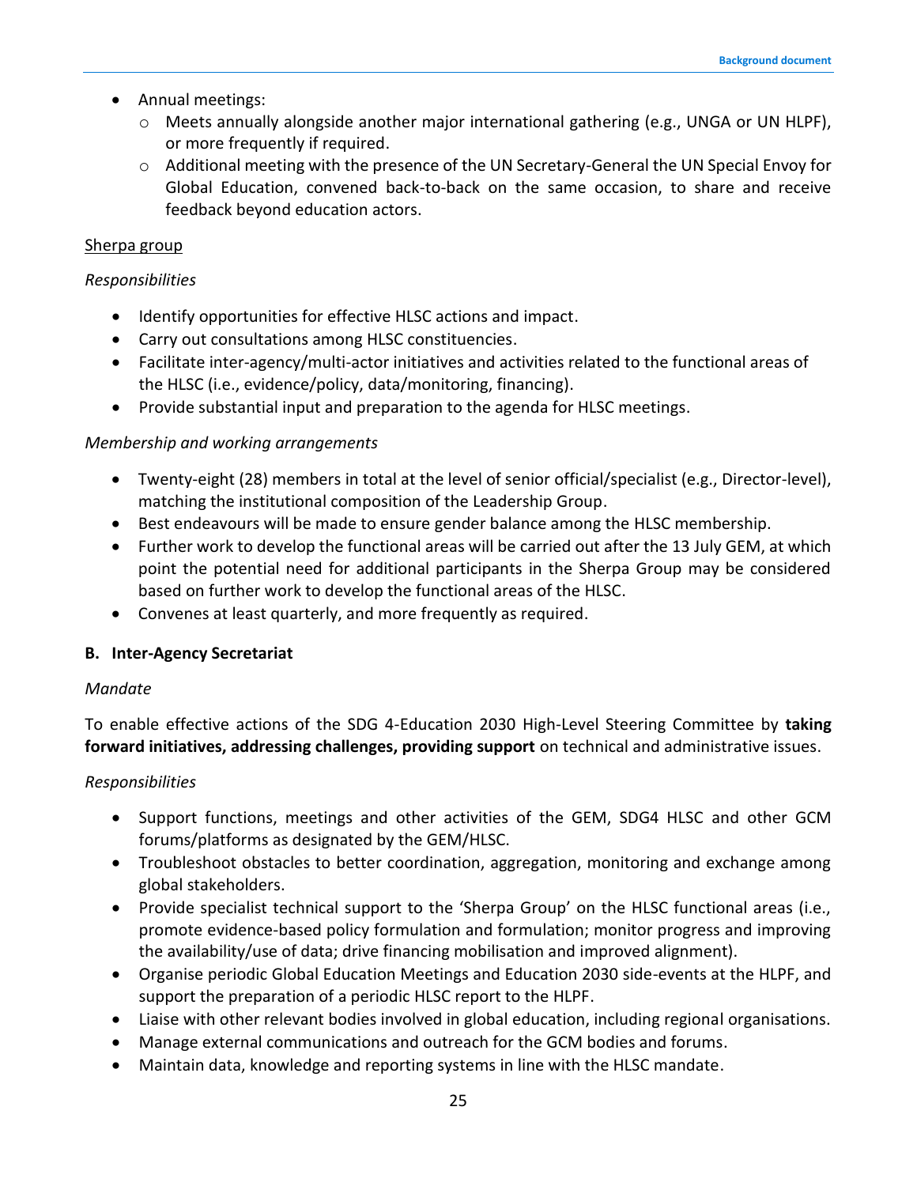- Annual meetings:
  - Meets annually alongside another major international gathering (e.g., UNGA or UN HLPF), or more frequently if required.
  - Additional meeting with the presence of the UN Secretary-General the UN Special Envoy for Global Education, convened back-to-back on the same occasion, to share and receive feedback beyond education actors.

<u>Sherpa group</u>

*Responsibilities*

- Identify opportunities for effective HLSC actions and impact.
- Carry out consultations among HLSC constituencies.
- Facilitate inter-agency/multi-actor initiatives and activities related to the functional areas of the HLSC (i.e., evidence/policy, data/monitoring, financing).
- Provide substantial input and preparation to the agenda for HLSC meetings.

*Membership and working arrangements*

- Twenty-eight (28) members in total at the level of senior official/specialist (e.g., Director-level), matching the institutional composition of the Leadership Group.
- Best endeavours will be made to ensure gender balance among the HLSC membership.
- Further work to develop the functional areas will be carried out after the 13 July GEM, at which point the potential need for additional participants in the Sherpa Group may be considered based on further work to develop the functional areas of the HLSC.
- Convenes at least quarterly, and more frequently as required.

**B. Inter-Agency Secretariat**

*Mandate*

To enable effective actions of the SDG 4-Education 2030 High-Level Steering Committee by **taking forward initiatives, addressing challenges, providing support** on technical and administrative issues.

*Responsibilities*

- Support functions, meetings and other activities of the GEM, SDG4 HLSC and other GCM forums/platforms as designated by the GEM/HLSC.
- Troubleshoot obstacles to better coordination, aggregation, monitoring and exchange among global stakeholders.
- Provide specialist technical support to the 'Sherpa Group' on the HLSC functional areas (i.e., promote evidence-based policy formulation and formulation; monitor progress and improving the availability/use of data; drive financing mobilisation and improved alignment).
- Organise periodic Global Education Meetings and Education 2030 side-events at the HLPF, and support the preparation of a periodic HLSC report to the HLPF.
- Liaise with other relevant bodies involved in global education, including regional organisations.
- Manage external communications and outreach for the GCM bodies and forums.
- Maintain data, knowledge and reporting systems in line with the HLSC mandate.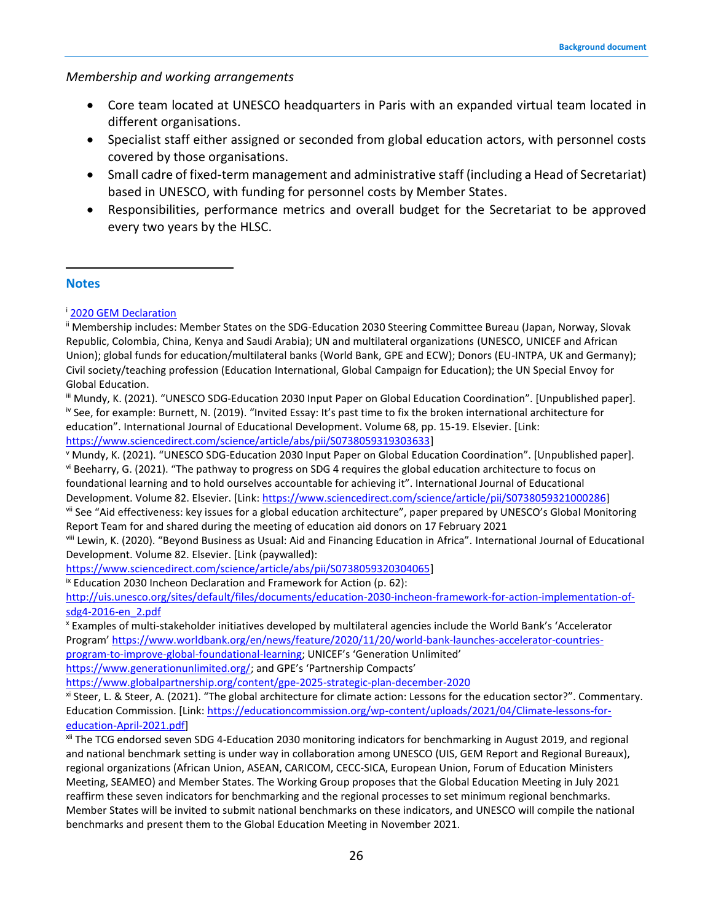*Membership and working arrangements*

- Core team located at UNESCO headquarters in Paris with an expanded virtual team located in different organisations.
- Specialist staff either assigned or seconded from global education actors, with personnel costs covered by those organisations.
- Small cadre of fixed-term management and administrative staff (including a Head of Secretariat) based in UNESCO, with funding for personnel costs by Member States.
- Responsibilities, performance metrics and overall budget for the Secretariat to be approved every two years by the HLSC.

## Notes

[i] 2020 GEM Declaration

[ii] Membership includes: Member States on the SDG-Education 2030 Steering Committee Bureau (Japan, Norway, Slovak Republic, Colombia, China, Kenya and Saudi Arabia); UN and multilateral organizations (UNESCO, UNICEF and African Union); global funds for education/multilateral banks (World Bank, GPE and ECW); Donors (EU-INTPA, UK and Germany); Civil society/teaching profession (Education International, Global Campaign for Education); the UN Special Envoy for Global Education.

[iii] Mundy, K. (2021). "UNESCO SDG-Education 2030 Input Paper on Global Education Coordination". [Unpublished paper].

[iv] See, for example: Burnett, N. (2019). "Invited Essay: It's past time to fix the broken international architecture for education". International Journal of Educational Development. Volume 68, pp. 15-19. Elsevier. [Link: https://www.sciencedirect.com/science/article/abs/pii/S0738059319303633]

[v] Mundy, K. (2021). "UNESCO SDG-Education 2030 Input Paper on Global Education Coordination". [Unpublished paper].

[vi] Beeharry, G. (2021). "The pathway to progress on SDG 4 requires the global education architecture to focus on foundational learning and to hold ourselves accountable for achieving it". International Journal of Educational Development. Volume 82. Elsevier. [Link: https://www.sciencedirect.com/science/article/pii/S0738059321000286]

[vii] See "Aid effectiveness: key issues for a global education architecture", paper prepared by UNESCO's Global Monitoring Report Team for and shared during the meeting of education aid donors on 17 February 2021

[viii] Lewin, K. (2020). "Beyond Business as Usual: Aid and Financing Education in Africa". International Journal of Educational Development. Volume 82. Elsevier. [Link (paywalled): https://www.sciencedirect.com/science/article/abs/pii/S0738059320304065]

[ix] Education 2030 Incheon Declaration and Framework for Action (p. 62): http://uis.unesco.org/sites/default/files/documents/education-2030-incheon-framework-for-action-implementation-of-sdg4-2016-en_2.pdf

[x] Examples of multi-stakeholder initiatives developed by multilateral agencies include the World Bank's 'Accelerator Program' https://www.worldbank.org/en/news/feature/2020/11/20/world-bank-launches-accelerator-countries-program-to-improve-global-foundational-learning; UNICEF's 'Generation Unlimited' https://www.generationunlimited.org/; and GPE's 'Partnership Compacts' https://www.globalpartnership.org/content/gpe-2025-strategic-plan-december-2020

[xi] Steer, L. & Steer, A. (2021). "The global architecture for climate action: Lessons for the education sector?". Commentary. Education Commission. [Link: https://educationcommission.org/wp-content/uploads/2021/04/Climate-lessons-for-education-April-2021.pdf]

[xii] The TCG endorsed seven SDG 4-Education 2030 monitoring indicators for benchmarking in August 2019, and regional and national benchmark setting is under way in collaboration among UNESCO (UIS, GEM Report and Regional Bureaux), regional organizations (African Union, ASEAN, CARICOM, CECC-SICA, European Union, Forum of Education Ministers Meeting, SEAMEO) and Member States. The Working Group proposes that the Global Education Meeting in July 2021 reaffirm these seven indicators for benchmarking and the regional processes to set minimum regional benchmarks. Member States will be invited to submit national benchmarks on these indicators, and UNESCO will compile the national benchmarks and present them to the Global Education Meeting in November 2021.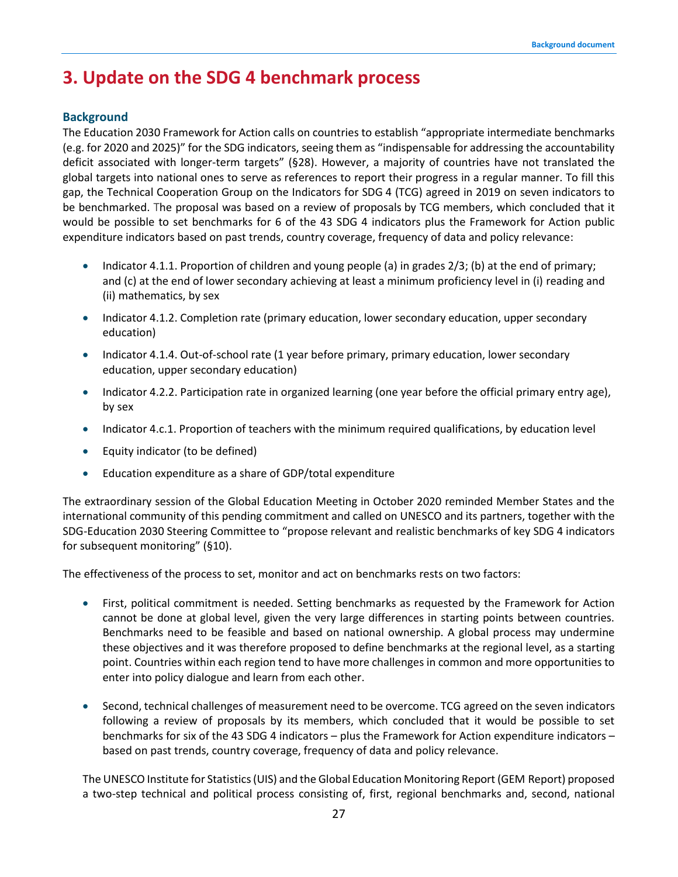# 3. Update on the SDG 4 benchmark process

## Background

The Education 2030 Framework for Action calls on countries to establish "appropriate intermediate benchmarks (e.g. for 2020 and 2025)" for the SDG indicators, seeing them as "indispensable for addressing the accountability deficit associated with longer-term targets" (§28). However, a majority of countries have not translated the global targets into national ones to serve as references to report their progress in a regular manner. To fill this gap, the Technical Cooperation Group on the Indicators for SDG 4 (TCG) agreed in 2019 on seven indicators to be benchmarked. The proposal was based on a review of proposals by TCG members, which concluded that it would be possible to set benchmarks for 6 of the 43 SDG 4 indicators plus the Framework for Action public expenditure indicators based on past trends, country coverage, frequency of data and policy relevance:

- Indicator 4.1.1. Proportion of children and young people (a) in grades 2/3; (b) at the end of primary; and (c) at the end of lower secondary achieving at least a minimum proficiency level in (i) reading and (ii) mathematics, by sex
- Indicator 4.1.2. Completion rate (primary education, lower secondary education, upper secondary education)
- Indicator 4.1.4. Out-of-school rate (1 year before primary, primary education, lower secondary education, upper secondary education)
- Indicator 4.2.2. Participation rate in organized learning (one year before the official primary entry age), by sex
- Indicator 4.c.1. Proportion of teachers with the minimum required qualifications, by education level
- Equity indicator (to be defined)
- Education expenditure as a share of GDP/total expenditure

The extraordinary session of the Global Education Meeting in October 2020 reminded Member States and the international community of this pending commitment and called on UNESCO and its partners, together with the SDG-Education 2030 Steering Committee to "propose relevant and realistic benchmarks of key SDG 4 indicators for subsequent monitoring" (§10).

The effectiveness of the process to set, monitor and act on benchmarks rests on two factors:

- First, political commitment is needed. Setting benchmarks as requested by the Framework for Action cannot be done at global level, given the very large differences in starting points between countries. Benchmarks need to be feasible and based on national ownership. A global process may undermine these objectives and it was therefore proposed to define benchmarks at the regional level, as a starting point. Countries within each region tend to have more challenges in common and more opportunities to enter into policy dialogue and learn from each other.

- Second, technical challenges of measurement need to be overcome. TCG agreed on the seven indicators following a review of proposals by its members, which concluded that it would be possible to set benchmarks for six of the 43 SDG 4 indicators – plus the Framework for Action expenditure indicators – based on past trends, country coverage, frequency of data and policy relevance.

The UNESCO Institute for Statistics (UIS) and the Global Education Monitoring Report (GEM Report) proposed a two-step technical and political process consisting of, first, regional benchmarks and, second, national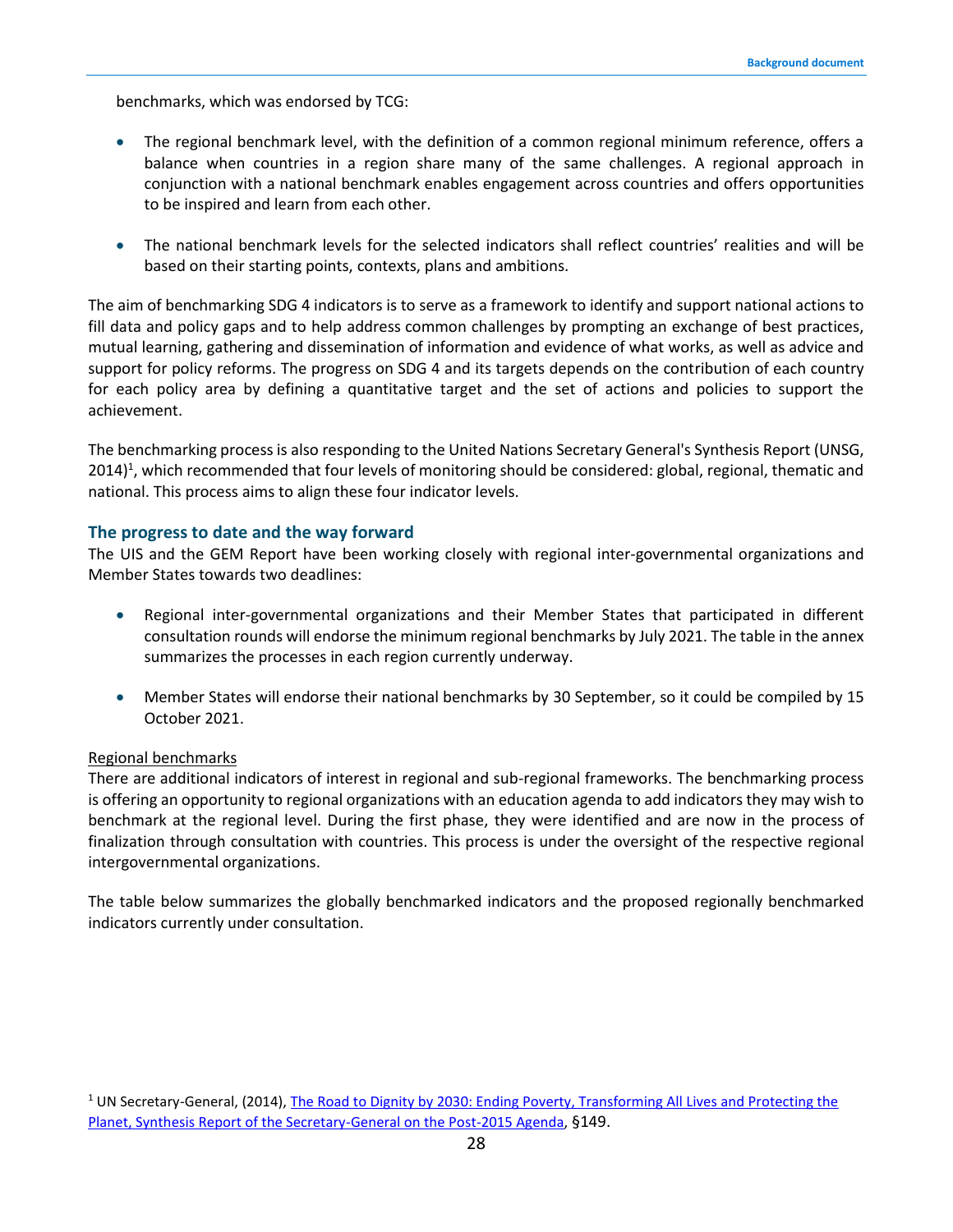benchmarks, which was endorsed by TCG:

- The regional benchmark level, with the definition of a common regional minimum reference, offers a balance when countries in a region share many of the same challenges. A regional approach in conjunction with a national benchmark enables engagement across countries and offers opportunities to be inspired and learn from each other.

- The national benchmark levels for the selected indicators shall reflect countries' realities and will be based on their starting points, contexts, plans and ambitions.

The aim of benchmarking SDG 4 indicators is to serve as a framework to identify and support national actions to fill data and policy gaps and to help address common challenges by prompting an exchange of best practices, mutual learning, gathering and dissemination of information and evidence of what works, as well as advice and support for policy reforms. The progress on SDG 4 and its targets depends on the contribution of each country for each policy area by defining a quantitative target and the set of actions and policies to support the achievement.

The benchmarking process is also responding to the United Nations Secretary General's Synthesis Report (UNSG, 2014)[1], which recommended that four levels of monitoring should be considered: global, regional, thematic and national. This process aims to align these four indicator levels.

### The progress to date and the way forward

The UIS and the GEM Report have been working closely with regional inter-governmental organizations and Member States towards two deadlines:

- Regional inter-governmental organizations and their Member States that participated in different consultation rounds will endorse the minimum regional benchmarks by July 2021. The table in the annex summarizes the processes in each region currently underway.

- Member States will endorse their national benchmarks by 30 September, so it could be compiled by 15 October 2021.

Regional benchmarks

There are additional indicators of interest in regional and sub-regional frameworks. The benchmarking process is offering an opportunity to regional organizations with an education agenda to add indicators they may wish to benchmark at the regional level. During the first phase, they were identified and are now in the process of finalization through consultation with countries. This process is under the oversight of the respective regional intergovernmental organizations.

The table below summarizes the globally benchmarked indicators and the proposed regionally benchmarked indicators currently under consultation.

[1] UN Secretary-General, (2014), The Road to Dignity by 2030: Ending Poverty, Transforming All Lives and Protecting the Planet, Synthesis Report of the Secretary-General on the Post-2015 Agenda, §149.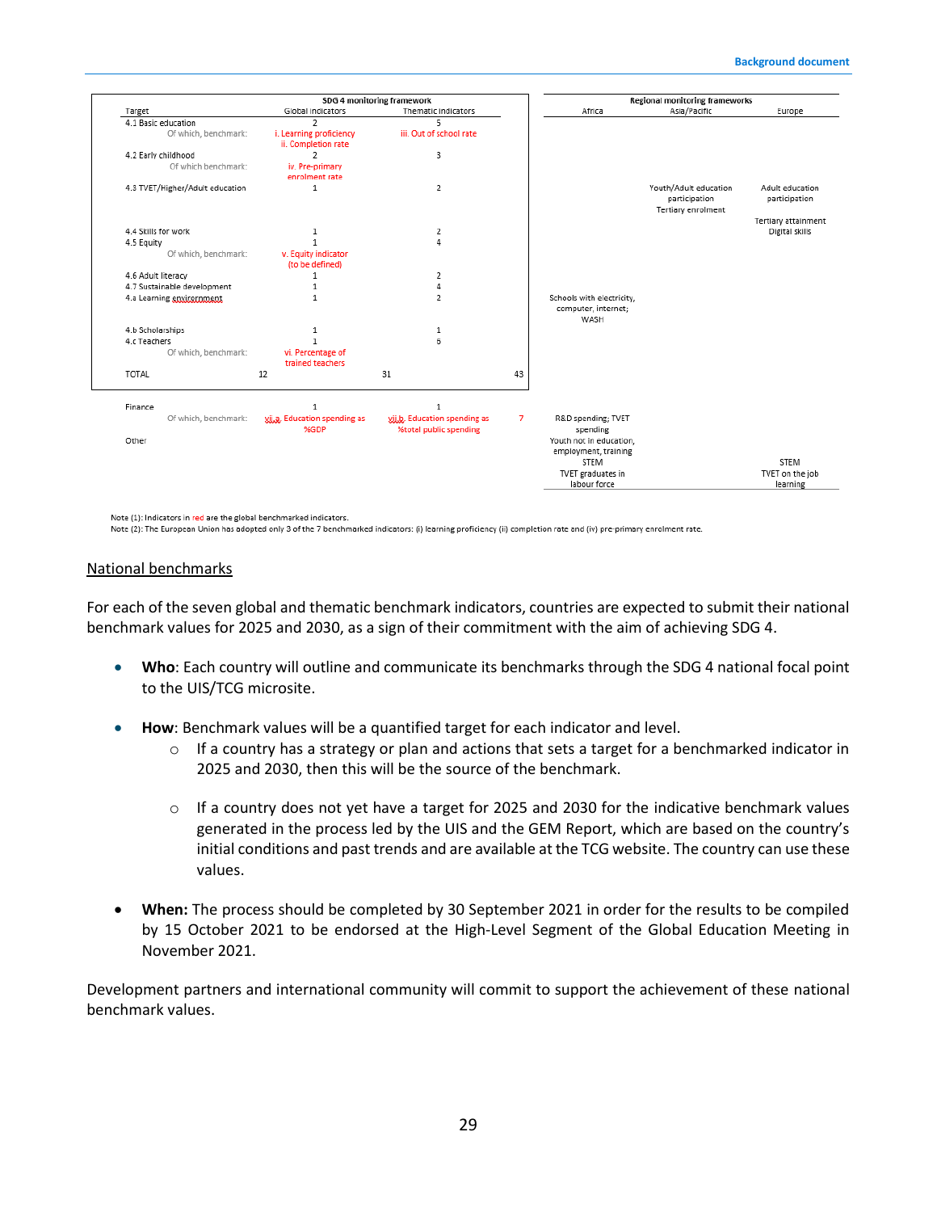| | SDG 4 monitoring framework | | Regional monitoring frameworks | | |
|---|---|---|---|---|---|
| Target | Global indicators | Thematic indicators | Africa | Asia/Pacific | Europe |
| 4.1 Basic education | 2 | 5 | | | |
| Of which, benchmark: | i. Learning proficiency<br>ii. Completion rate | iii. Out of school rate | | | |
| 4.2 Early childhood | 2 | 3 | | | |
| Of which benchmark: | iv. Pre-primary enrolment rate | | | | |
| 4.3 TVET/Higher/Adult education | 1 | 2 | | Youth/Adult education participation<br>Tertiary enrolment | Adult education participation<br>Tertiary attainment |
| 4.4 Skills for work | 1 | 2 | | | Digital skills |
| 4.5 Equity | 1 | 4 | | | |
| Of which, benchmark: | v. Equity indicator (to be defined) | | | | |
| 4.6 Adult literacy | 1 | 2 | | | |
| 4.7 Sustainable development | 1 | 4 | | | |
| 4.a Learning environment | 1 | 2 | Schools with electricity, computer, internet; WASH | | |
| 4.b Scholarships | 1 | 1 | | | |
| 4.c Teachers | 1 | 6 | | | |
| Of which, benchmark: | vi. Percentage of trained teachers | | | | |
| TOTAL | 12 | 31 | 43 | | |
| Finance | 1 | 1 | | | |
| Of which, benchmark: | vii.a. Education spending as %GDP | vii.b. Education spending as %total public spending | 7<br>R&D spending; TVET spending | | |
| Other | | | Youth not in education, employment, training<br>STEM<br>TVET graduates in labour force | | STEM<br>TVET on the job learning |

Note (1): Indicators in red are the global benchmarked indicators.
Note (2): The European Union has adopted only 3 of the 7 benchmarked indicators: (i) learning proficiency (ii) completion rate and (iv) pre-primary enrolment rate.

## National benchmarks

For each of the seven global and thematic benchmark indicators, countries are expected to submit their national benchmark values for 2025 and 2030, as a sign of their commitment with the aim of achieving SDG 4.

- **Who**: Each country will outline and communicate its benchmarks through the SDG 4 national focal point to the UIS/TCG microsite.
- **How**: Benchmark values will be a quantified target for each indicator and level.
  - If a country has a strategy or plan and actions that sets a target for a benchmarked indicator in 2025 and 2030, then this will be the source of the benchmark.
  - If a country does not yet have a target for 2025 and 2030 for the indicative benchmark values generated in the process led by the UIS and the GEM Report, which are based on the country's initial conditions and past trends and are available at the TCG website. The country can use these values.
- **When:** The process should be completed by 30 September 2021 in order for the results to be compiled by 15 October 2021 to be endorsed at the High-Level Segment of the Global Education Meeting in November 2021.

Development partners and international community will commit to support the achievement of these national benchmark values.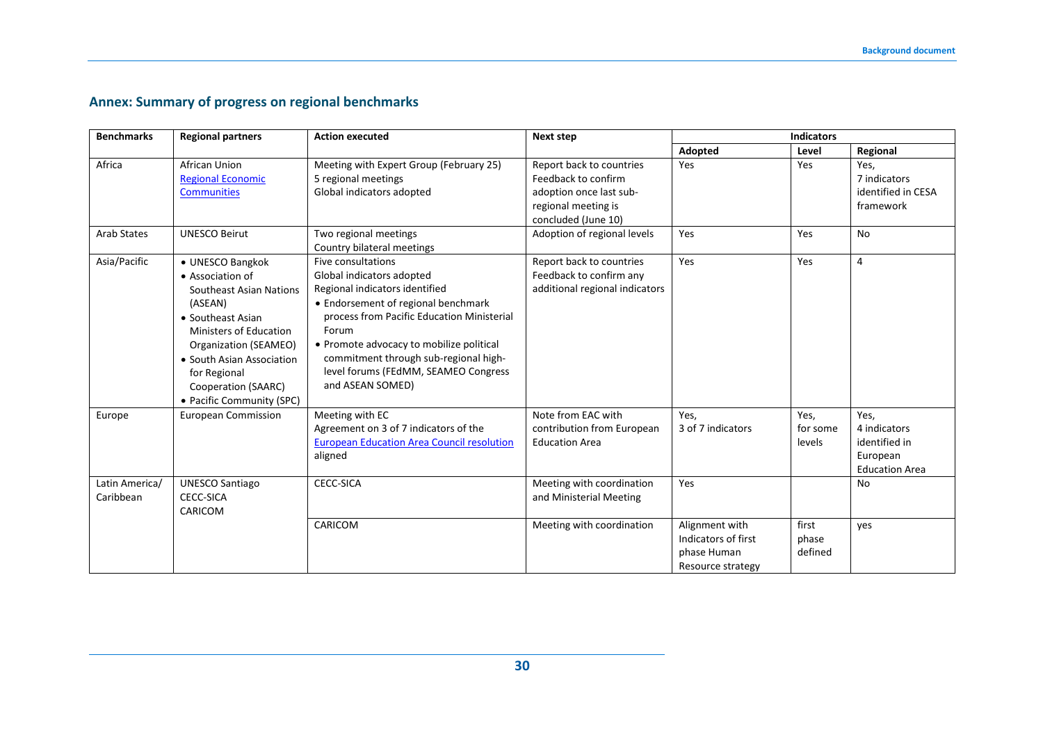## Annex: Summary of progress on regional benchmarks

| Benchmarks | Regional partners | Action executed | Next step | Indicators | | |
|---|---|---|---|---|---|---|
| | | | | Adopted | Level | Regional |
| Africa | African Union<br>Regional Economic Communities | Meeting with Expert Group (February 25)<br>5 regional meetings<br>Global indicators adopted | Report back to countries<br>Feedback to confirm adoption once last sub-regional meeting is concluded (June 10) | Yes | Yes | Yes,<br>7 indicators identified in CESA framework |
| Arab States | UNESCO Beirut | Two regional meetings<br>Country bilateral meetings | Adoption of regional levels | Yes | Yes | No |
| Asia/Pacific | • UNESCO Bangkok<br>• Association of Southeast Asian Nations (ASEAN)<br>• Southeast Asian Ministers of Education Organization (SEAMEO)<br>• South Asian Association for Regional Cooperation (SAARC)<br>• Pacific Community (SPC) | Five consultations<br>Global indicators adopted<br>Regional indicators identified<br>• Endorsement of regional benchmark process from Pacific Education Ministerial Forum<br>• Promote advocacy to mobilize political commitment through sub-regional high-level forums (FEdMM, SEAMEO Congress and ASEAN SOMED) | Report back to countries<br>Feedback to confirm any additional regional indicators | Yes | Yes | 4 |
| Europe | European Commission | Meeting with EC<br>Agreement on 3 of 7 indicators of the European Education Area Council resolution aligned | Note from EAC with contribution from European Education Area | Yes,<br>3 of 7 indicators | Yes,<br>for some levels | Yes,<br>4 indicators identified in European Education Area |
| Latin America/ Caribbean | UNESCO Santiago<br>CECC-SICA<br>CARICOM | CECC-SICA | Meeting with coordination and Ministerial Meeting | Yes | | No |
| | | CARICOM | Meeting with coordination | Alignment with Indicators of first phase Human Resource strategy | first phase defined | yes |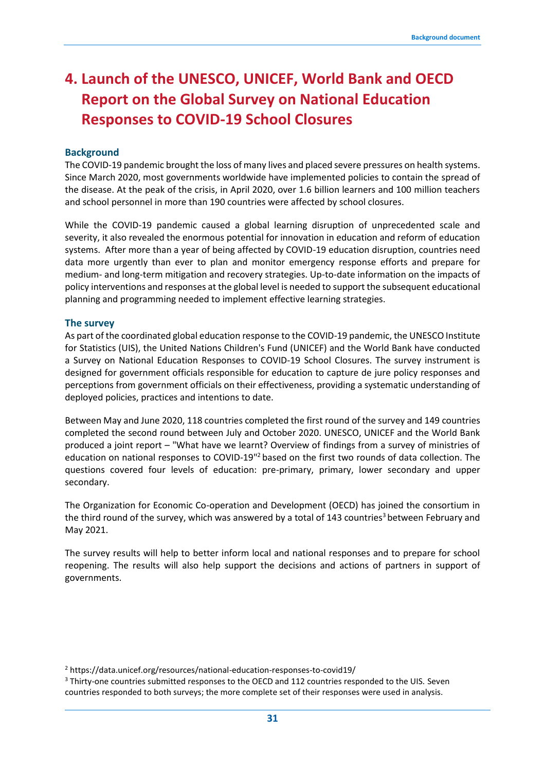# 4. Launch of the UNESCO, UNICEF, World Bank and OECD Report on the Global Survey on National Education Responses to COVID-19 School Closures

## Background

The COVID-19 pandemic brought the loss of many lives and placed severe pressures on health systems. Since March 2020, most governments worldwide have implemented policies to contain the spread of the disease. At the peak of the crisis, in April 2020, over 1.6 billion learners and 100 million teachers and school personnel in more than 190 countries were affected by school closures.

While the COVID-19 pandemic caused a global learning disruption of unprecedented scale and severity, it also revealed the enormous potential for innovation in education and reform of education systems. After more than a year of being affected by COVID-19 education disruption, countries need data more urgently than ever to plan and monitor emergency response efforts and prepare for medium- and long-term mitigation and recovery strategies. Up-to-date information on the impacts of policy interventions and responses at the global level is needed to support the subsequent educational planning and programming needed to implement effective learning strategies.

## The survey

As part of the coordinated global education response to the COVID-19 pandemic, the UNESCO Institute for Statistics (UIS), the United Nations Children's Fund (UNICEF) and the World Bank have conducted a Survey on National Education Responses to COVID-19 School Closures. The survey instrument is designed for government officials responsible for education to capture de jure policy responses and perceptions from government officials on their effectiveness, providing a systematic understanding of deployed policies, practices and intentions to date.

Between May and June 2020, 118 countries completed the first round of the survey and 149 countries completed the second round between July and October 2020. UNESCO, UNICEF and the World Bank produced a joint report – "What have we learnt? Overview of findings from a survey of ministries of education on national responses to COVID-19"[2] based on the first two rounds of data collection. The questions covered four levels of education: pre-primary, primary, lower secondary and upper secondary.

The Organization for Economic Co-operation and Development (OECD) has joined the consortium in the third round of the survey, which was answered by a total of 143 countries[3] between February and May 2021.

The survey results will help to better inform local and national responses and to prepare for school reopening. The results will also help support the decisions and actions of partners in support of governments.

---

[2] https://data.unicef.org/resources/national-education-responses-to-covid19/

[3] Thirty-one countries submitted responses to the OECD and 112 countries responded to the UIS. Seven countries responded to both surveys; the more complete set of their responses were used in analysis.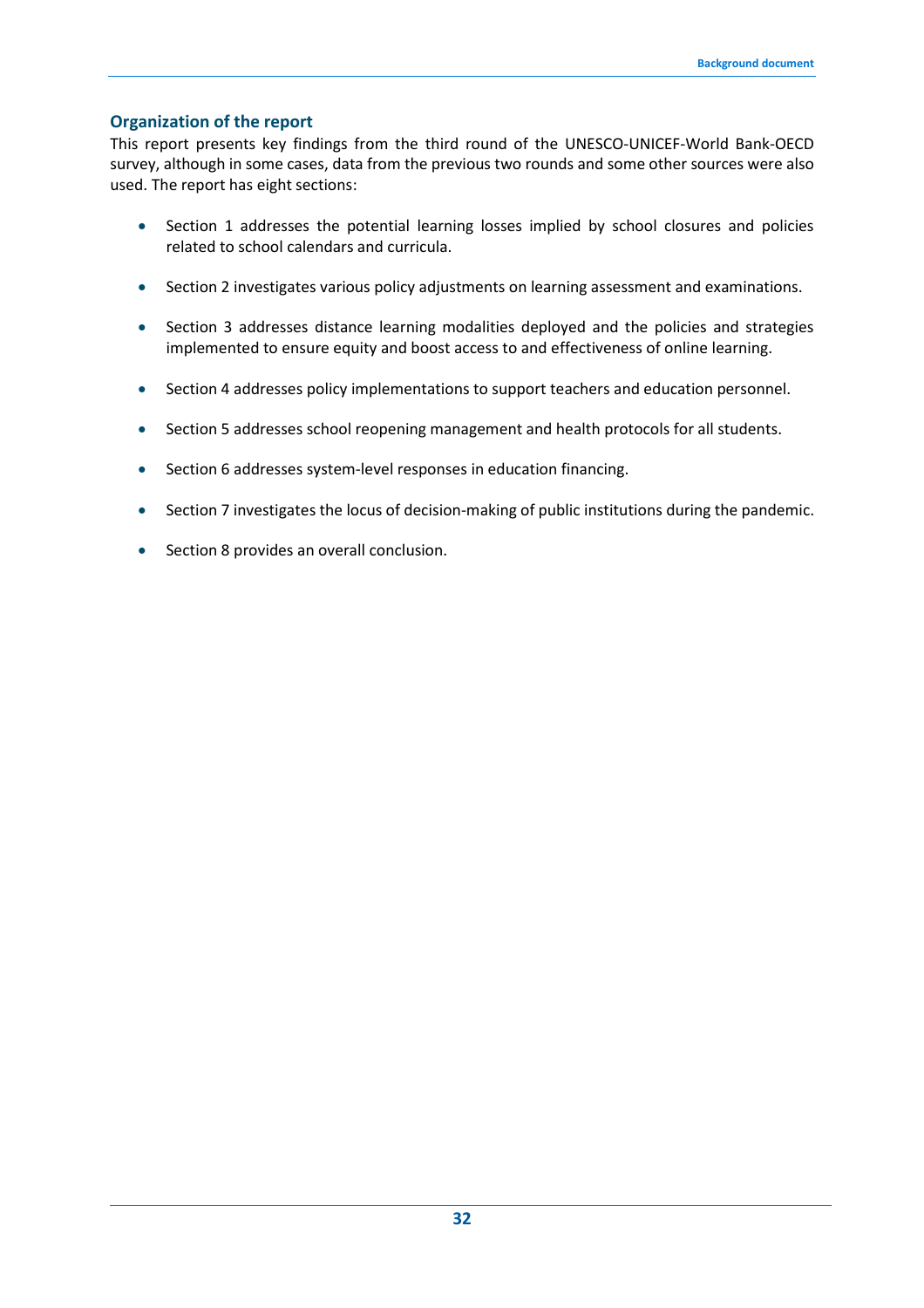## Organization of the report

This report presents key findings from the third round of the UNESCO-UNICEF-World Bank-OECD survey, although in some cases, data from the previous two rounds and some other sources were also used. The report has eight sections:

- Section 1 addresses the potential learning losses implied by school closures and policies related to school calendars and curricula.
- Section 2 investigates various policy adjustments on learning assessment and examinations.
- Section 3 addresses distance learning modalities deployed and the policies and strategies implemented to ensure equity and boost access to and effectiveness of online learning.
- Section 4 addresses policy implementations to support teachers and education personnel.
- Section 5 addresses school reopening management and health protocols for all students.
- Section 6 addresses system-level responses in education financing.
- Section 7 investigates the locus of decision-making of public institutions during the pandemic.
- Section 8 provides an overall conclusion.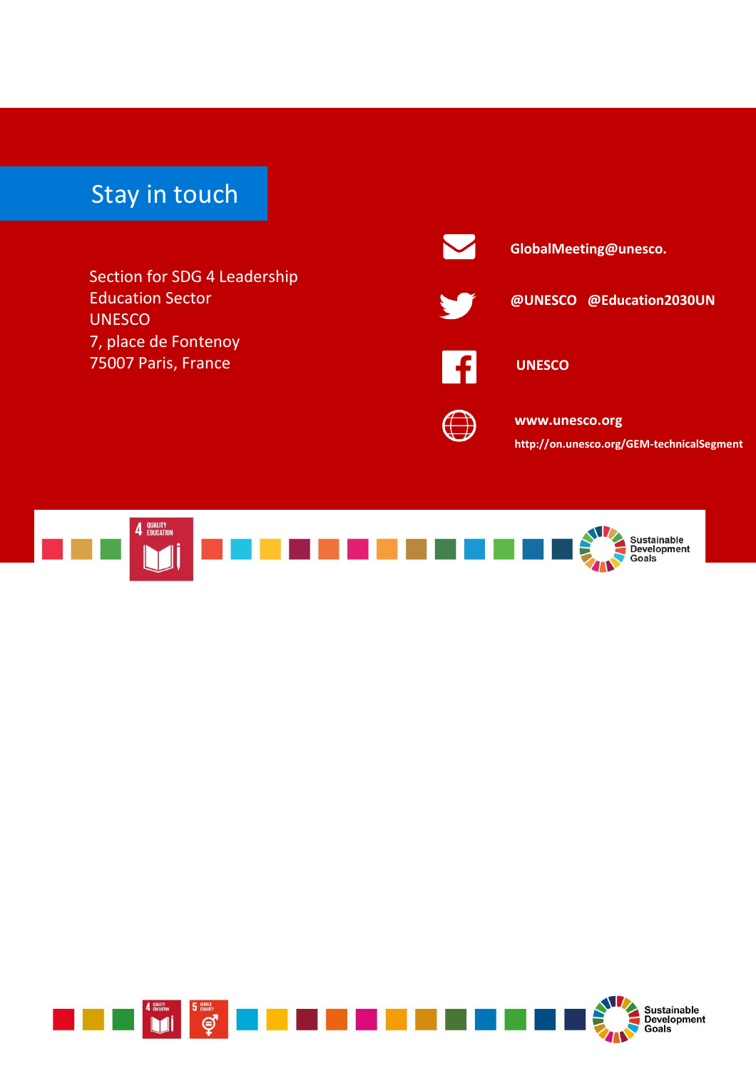## Stay in touch

Section for SDG 4 Leadership
Education Sector
UNESCO
7, place de Fontenoy
75007 Paris, France

**GlobalMeeting@unesco.**

**@UNESCO @Education2030UN**

**UNESCO**

**www.unesco.org**

**http://on.unesco.org/GEM-technicalSegment**

4 QUALITY EDUCATION

Sustainable Development Goals

4 QUALITY EDUCATION

5 GENDER EQUALITY

Sustainable Development Goals